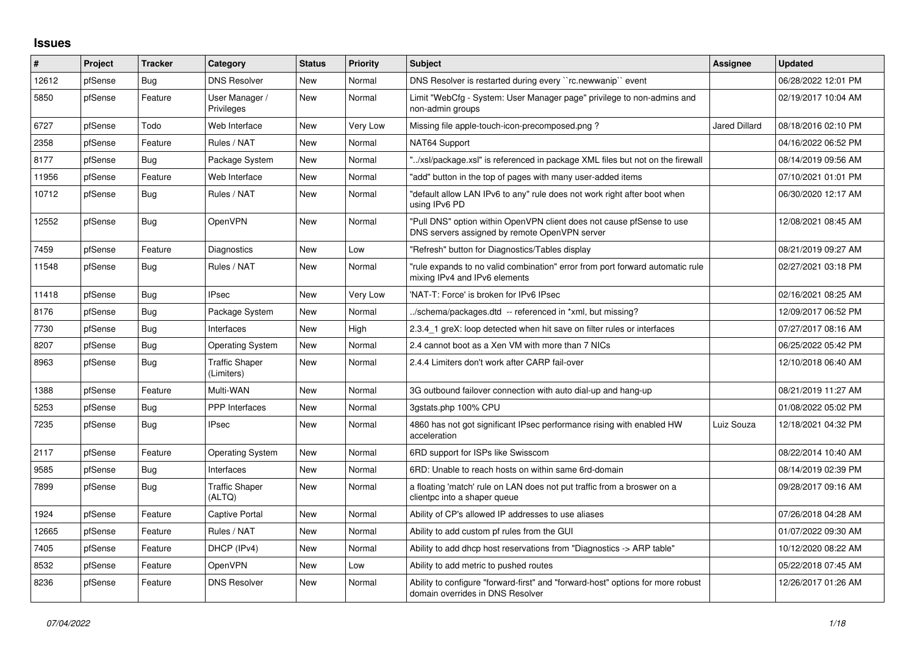## Issues

| # | Project | Tracker | Category | Status | Priority | Subject | Assignee | Updated |
|---|---|---|---|---|---|---|---|---|
| 12612 | pfSense | Bug | DNS Resolver | New | Normal | DNS Resolver is restarted during every ``rc.newwanip`` event | | 06/28/2022 12:01 PM |
| 5850 | pfSense | Feature | User Manager / Privileges | New | Normal | Limit "WebCfg - System: User Manager page" privilege to non-admins and non-admin groups | | 02/19/2017 10:04 AM |
| 6727 | pfSense | Todo | Web Interface | New | Very Low | Missing file apple-touch-icon-precomposed.png ? | Jared Dillard | 08/18/2016 02:10 PM |
| 2358 | pfSense | Feature | Rules / NAT | New | Normal | NAT64 Support | | 04/16/2022 06:52 PM |
| 8177 | pfSense | Bug | Package System | New | Normal | "../xsl/package.xsl" is referenced in package XML files but not on the firewall | | 08/14/2019 09:56 AM |
| 11956 | pfSense | Feature | Web Interface | New | Normal | "add" button in the top of pages with many user-added items | | 07/10/2021 01:01 PM |
| 10712 | pfSense | Bug | Rules / NAT | New | Normal | "default allow LAN IPv6 to any" rule does not work right after boot when using IPv6 PD | | 06/30/2020 12:17 AM |
| 12552 | pfSense | Bug | OpenVPN | New | Normal | "Pull DNS" option within OpenVPN client does not cause pfSense to use DNS servers assigned by remote OpenVPN server | | 12/08/2021 08:45 AM |
| 7459 | pfSense | Feature | Diagnostics | New | Low | "Refresh" button for Diagnostics/Tables display | | 08/21/2019 09:27 AM |
| 11548 | pfSense | Bug | Rules / NAT | New | Normal | "rule expands to no valid combination" error from port forward automatic rule mixing IPv4 and IPv6 elements | | 02/27/2021 03:18 PM |
| 11418 | pfSense | Bug | IPsec | New | Very Low | 'NAT-T: Force' is broken for IPv6 IPsec | | 02/16/2021 08:25 AM |
| 8176 | pfSense | Bug | Package System | New | Normal | ../schema/packages.dtd -- referenced in *xml, but missing? | | 12/09/2017 06:52 PM |
| 7730 | pfSense | Bug | Interfaces | New | High | 2.3.4_1 greX: loop detected when hit save on filter rules or interfaces | | 07/27/2017 08:16 AM |
| 8207 | pfSense | Bug | Operating System | New | Normal | 2.4 cannot boot as a Xen VM with more than 7 NICs | | 06/25/2022 05:42 PM |
| 8963 | pfSense | Bug | Traffic Shaper (Limiters) | New | Normal | 2.4.4 Limiters don't work after CARP fail-over | | 12/10/2018 06:40 AM |
| 1388 | pfSense | Feature | Multi-WAN | New | Normal | 3G outbound failover connection with auto dial-up and hang-up | | 08/21/2019 11:27 AM |
| 5253 | pfSense | Bug | PPP Interfaces | New | Normal | 3gstats.php 100% CPU | | 01/08/2022 05:02 PM |
| 7235 | pfSense | Bug | IPsec | New | Normal | 4860 has not got significant IPsec performance rising with enabled HW acceleration | Luiz Souza | 12/18/2021 04:32 PM |
| 2117 | pfSense | Feature | Operating System | New | Normal | 6RD support for ISPs like Swisscom | | 08/22/2014 10:40 AM |
| 9585 | pfSense | Bug | Interfaces | New | Normal | 6RD: Unable to reach hosts on within same 6rd-domain | | 08/14/2019 02:39 PM |
| 7899 | pfSense | Bug | Traffic Shaper (ALTQ) | New | Normal | a floating 'match' rule on LAN does not put traffic from a broswer on a clientpc into a shaper queue | | 09/28/2017 09:16 AM |
| 1924 | pfSense | Feature | Captive Portal | New | Normal | Ability of CP's allowed IP addresses to use aliases | | 07/26/2018 04:28 AM |
| 12665 | pfSense | Feature | Rules / NAT | New | Normal | Ability to add custom pf rules from the GUI | | 01/07/2022 09:30 AM |
| 7405 | pfSense | Feature | DHCP (IPv4) | New | Normal | Ability to add dhcp host reservations from "Diagnostics -> ARP table" | | 10/12/2020 08:22 AM |
| 8532 | pfSense | Feature | OpenVPN | New | Low | Ability to add metric to pushed routes | | 05/22/2018 07:45 AM |
| 8236 | pfSense | Feature | DNS Resolver | New | Normal | Ability to configure "forward-first" and "forward-host" options for more robust domain overrides in DNS Resolver | | 12/26/2017 01:26 AM |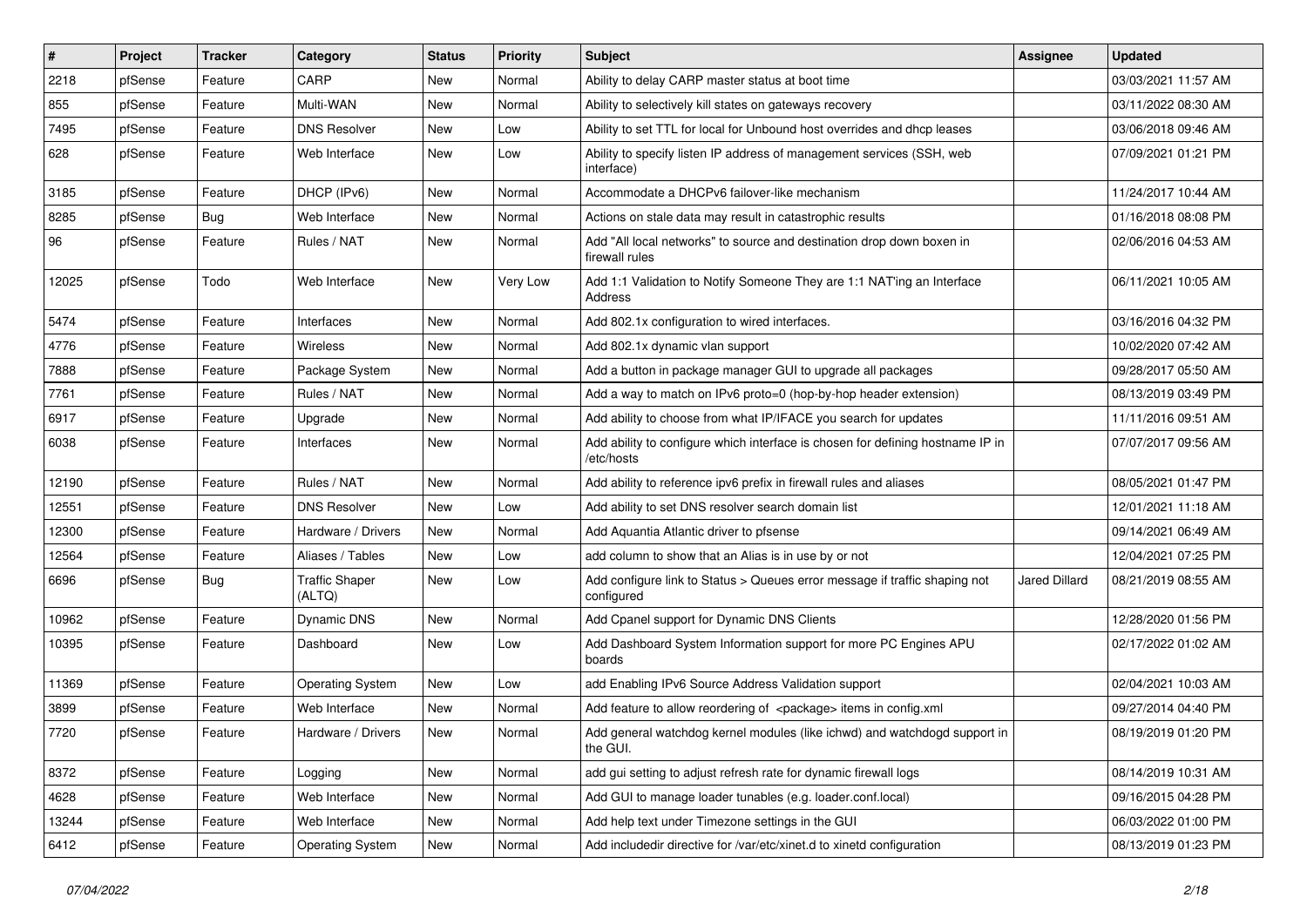| # | Project | Tracker | Category | Status | Priority | Subject | Assignee | Updated |
|---|---|---|---|---|---|---|---|---|
| 2218 | pfSense | Feature | CARP | New | Normal | Ability to delay CARP master status at boot time | | 03/03/2021 11:57 AM |
| 855 | pfSense | Feature | Multi-WAN | New | Normal | Ability to selectively kill states on gateways recovery | | 03/11/2022 08:30 AM |
| 7495 | pfSense | Feature | DNS Resolver | New | Low | Ability to set TTL for local for Unbound host overrides and dhcp leases | | 03/06/2018 09:46 AM |
| 628 | pfSense | Feature | Web Interface | New | Low | Ability to specify listen IP address of management services (SSH, web interface) | | 07/09/2021 01:21 PM |
| 3185 | pfSense | Feature | DHCP (IPv6) | New | Normal | Accommodate a DHCPv6 failover-like mechanism | | 11/24/2017 10:44 AM |
| 8285 | pfSense | Bug | Web Interface | New | Normal | Actions on stale data may result in catastrophic results | | 01/16/2018 08:08 PM |
| 96 | pfSense | Feature | Rules / NAT | New | Normal | Add "All local networks" to source and destination drop down boxen in firewall rules | | 02/06/2016 04:53 AM |
| 12025 | pfSense | Todo | Web Interface | New | Very Low | Add 1:1 Validation to Notify Someone They are 1:1 NAT'ing an Interface Address | | 06/11/2021 10:05 AM |
| 5474 | pfSense | Feature | Interfaces | New | Normal | Add 802.1x configuration to wired interfaces. | | 03/16/2016 04:32 PM |
| 4776 | pfSense | Feature | Wireless | New | Normal | Add 802.1x dynamic vlan support | | 10/02/2020 07:42 AM |
| 7888 | pfSense | Feature | Package System | New | Normal | Add a button in package manager GUI to upgrade all packages | | 09/28/2017 05:50 AM |
| 7761 | pfSense | Feature | Rules / NAT | New | Normal | Add a way to match on IPv6 proto=0 (hop-by-hop header extension) | | 08/13/2019 03:49 PM |
| 6917 | pfSense | Feature | Upgrade | New | Normal | Add ability to choose from what IP/IFACE you search for updates | | 11/11/2016 09:51 AM |
| 6038 | pfSense | Feature | Interfaces | New | Normal | Add ability to configure which interface is chosen for defining hostname IP in /etc/hosts | | 07/07/2017 09:56 AM |
| 12190 | pfSense | Feature | Rules / NAT | New | Normal | Add ability to reference ipv6 prefix in firewall rules and aliases | | 08/05/2021 01:47 PM |
| 12551 | pfSense | Feature | DNS Resolver | New | Low | Add ability to set DNS resolver search domain list | | 12/01/2021 11:18 AM |
| 12300 | pfSense | Feature | Hardware / Drivers | New | Normal | Add Aquantia Atlantic driver to pfsense | | 09/14/2021 06:49 AM |
| 12564 | pfSense | Feature | Aliases / Tables | New | Low | add column to show that an Alias is in use by or not | | 12/04/2021 07:25 PM |
| 6696 | pfSense | Bug | Traffic Shaper (ALTQ) | New | Low | Add configure link to Status > Queues error message if traffic shaping not configured | Jared Dillard | 08/21/2019 08:55 AM |
| 10962 | pfSense | Feature | Dynamic DNS | New | Normal | Add Cpanel support for Dynamic DNS Clients | | 12/28/2020 01:56 PM |
| 10395 | pfSense | Feature | Dashboard | New | Low | Add Dashboard System Information support for more PC Engines APU boards | | 02/17/2022 01:02 AM |
| 11369 | pfSense | Feature | Operating System | New | Low | add Enabling IPv6 Source Address Validation support | | 02/04/2021 10:03 AM |
| 3899 | pfSense | Feature | Web Interface | New | Normal | Add feature to allow reordering of <package> items in config.xml | | 09/27/2014 04:40 PM |
| 7720 | pfSense | Feature | Hardware / Drivers | New | Normal | Add general watchdog kernel modules (like ichwd) and watchdogd support in the GUI. | | 08/19/2019 01:20 PM |
| 8372 | pfSense | Feature | Logging | New | Normal | add gui setting to adjust refresh rate for dynamic firewall logs | | 08/14/2019 10:31 AM |
| 4628 | pfSense | Feature | Web Interface | New | Normal | Add GUI to manage loader tunables (e.g. loader.conf.local) | | 09/16/2015 04:28 PM |
| 13244 | pfSense | Feature | Web Interface | New | Normal | Add help text under Timezone settings in the GUI | | 06/03/2022 01:00 PM |
| 6412 | pfSense | Feature | Operating System | New | Normal | Add includedir directive for /var/etc/xinet.d to xinetd configuration | | 08/13/2019 01:23 PM |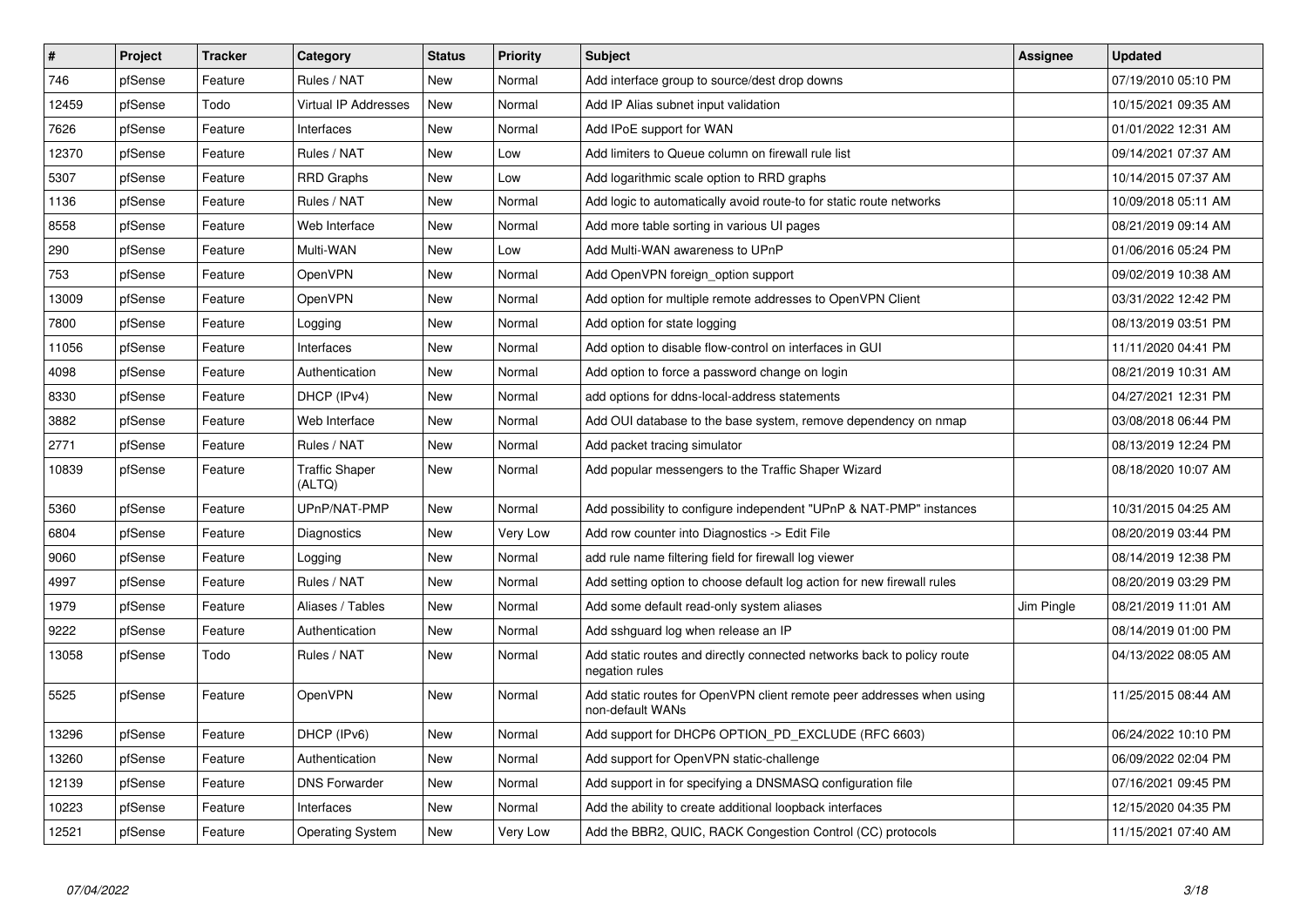| # | Project | Tracker | Category | Status | Priority | Subject | Assignee | Updated |
|---|---|---|---|---|---|---|---|---|
| 746 | pfSense | Feature | Rules / NAT | New | Normal | Add interface group to source/dest drop downs | | 07/19/2010 05:10 PM |
| 12459 | pfSense | Todo | Virtual IP Addresses | New | Normal | Add IP Alias subnet input validation | | 10/15/2021 09:35 AM |
| 7626 | pfSense | Feature | Interfaces | New | Normal | Add IPoE support for WAN | | 01/01/2022 12:31 AM |
| 12370 | pfSense | Feature | Rules / NAT | New | Low | Add limiters to Queue column on firewall rule list | | 09/14/2021 07:37 AM |
| 5307 | pfSense | Feature | RRD Graphs | New | Low | Add logarithmic scale option to RRD graphs | | 10/14/2015 07:37 AM |
| 1136 | pfSense | Feature | Rules / NAT | New | Normal | Add logic to automatically avoid route-to for static route networks | | 10/09/2018 05:11 AM |
| 8558 | pfSense | Feature | Web Interface | New | Normal | Add more table sorting in various UI pages | | 08/21/2019 09:14 AM |
| 290 | pfSense | Feature | Multi-WAN | New | Low | Add Multi-WAN awareness to UPnP | | 01/06/2016 05:24 PM |
| 753 | pfSense | Feature | OpenVPN | New | Normal | Add OpenVPN foreign_option support | | 09/02/2019 10:38 AM |
| 13009 | pfSense | Feature | OpenVPN | New | Normal | Add option for multiple remote addresses to OpenVPN Client | | 03/31/2022 12:42 PM |
| 7800 | pfSense | Feature | Logging | New | Normal | Add option for state logging | | 08/13/2019 03:51 PM |
| 11056 | pfSense | Feature | Interfaces | New | Normal | Add option to disable flow-control on interfaces in GUI | | 11/11/2020 04:41 PM |
| 4098 | pfSense | Feature | Authentication | New | Normal | Add option to force a password change on login | | 08/21/2019 10:31 AM |
| 8330 | pfSense | Feature | DHCP (IPv4) | New | Normal | add options for ddns-local-address statements | | 04/27/2021 12:31 PM |
| 3882 | pfSense | Feature | Web Interface | New | Normal | Add OUI database to the base system, remove dependency on nmap | | 03/08/2018 06:44 PM |
| 2771 | pfSense | Feature | Rules / NAT | New | Normal | Add packet tracing simulator | | 08/13/2019 12:24 PM |
| 10839 | pfSense | Feature | Traffic Shaper (ALTQ) | New | Normal | Add popular messengers to the Traffic Shaper Wizard | | 08/18/2020 10:07 AM |
| 5360 | pfSense | Feature | UPnP/NAT-PMP | New | Normal | Add possibility to configure independent "UPnP & NAT-PMP" instances | | 10/31/2015 04:25 AM |
| 6804 | pfSense | Feature | Diagnostics | New | Very Low | Add row counter into Diagnostics -> Edit File | | 08/20/2019 03:44 PM |
| 9060 | pfSense | Feature | Logging | New | Normal | add rule name filtering field for firewall log viewer | | 08/14/2019 12:38 PM |
| 4997 | pfSense | Feature | Rules / NAT | New | Normal | Add setting option to choose default log action for new firewall rules | | 08/20/2019 03:29 PM |
| 1979 | pfSense | Feature | Aliases / Tables | New | Normal | Add some default read-only system aliases | Jim Pingle | 08/21/2019 11:01 AM |
| 9222 | pfSense | Feature | Authentication | New | Normal | Add sshguard log when release an IP | | 08/14/2019 01:00 PM |
| 13058 | pfSense | Todo | Rules / NAT | New | Normal | Add static routes and directly connected networks back to policy route negation rules | | 04/13/2022 08:05 AM |
| 5525 | pfSense | Feature | OpenVPN | New | Normal | Add static routes for OpenVPN client remote peer addresses when using non-default WANs | | 11/25/2015 08:44 AM |
| 13296 | pfSense | Feature | DHCP (IPv6) | New | Normal | Add support for DHCP6 OPTION_PD_EXCLUDE (RFC 6603) | | 06/24/2022 10:10 PM |
| 13260 | pfSense | Feature | Authentication | New | Normal | Add support for OpenVPN static-challenge | | 06/09/2022 02:04 PM |
| 12139 | pfSense | Feature | DNS Forwarder | New | Normal | Add support in for specifying a DNSMASQ configuration file | | 07/16/2021 09:45 PM |
| 10223 | pfSense | Feature | Interfaces | New | Normal | Add the ability to create additional loopback interfaces | | 12/15/2020 04:35 PM |
| 12521 | pfSense | Feature | Operating System | New | Very Low | Add the BBR2, QUIC, RACK Congestion Control (CC) protocols | | 11/15/2021 07:40 AM |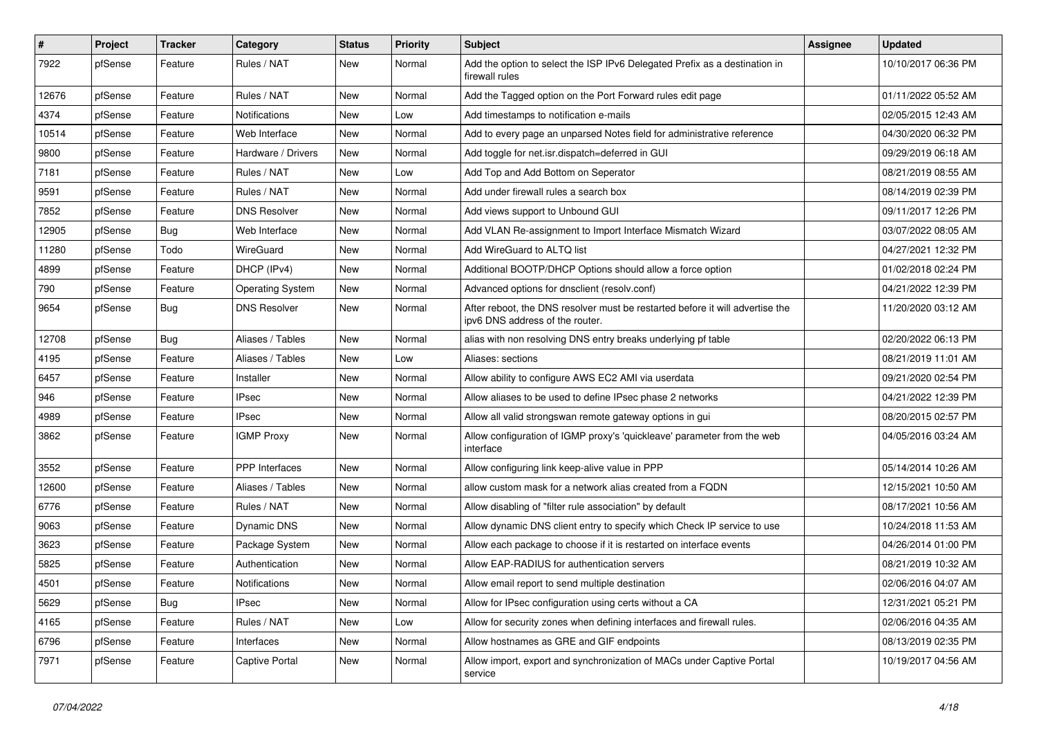| # | Project | Tracker | Category | Status | Priority | Subject | Assignee | Updated |
|---|---|---|---|---|---|---|---|---|
| 7922 | pfSense | Feature | Rules / NAT | New | Normal | Add the option to select the ISP IPv6 Delegated Prefix as a destination in firewall rules | | 10/10/2017 06:36 PM |
| 12676 | pfSense | Feature | Rules / NAT | New | Normal | Add the Tagged option on the Port Forward rules edit page | | 01/11/2022 05:52 AM |
| 4374 | pfSense | Feature | Notifications | New | Low | Add timestamps to notification e-mails | | 02/05/2015 12:43 AM |
| 10514 | pfSense | Feature | Web Interface | New | Normal | Add to every page an unparsed Notes field for administrative reference | | 04/30/2020 06:32 PM |
| 9800 | pfSense | Feature | Hardware / Drivers | New | Normal | Add toggle for net.isr.dispatch=deferred in GUI | | 09/29/2019 06:18 AM |
| 7181 | pfSense | Feature | Rules / NAT | New | Low | Add Top and Add Bottom on Seperator | | 08/21/2019 08:55 AM |
| 9591 | pfSense | Feature | Rules / NAT | New | Normal | Add under firewall rules a search box | | 08/14/2019 02:39 PM |
| 7852 | pfSense | Feature | DNS Resolver | New | Normal | Add views support to Unbound GUI | | 09/11/2017 12:26 PM |
| 12905 | pfSense | Bug | Web Interface | New | Normal | Add VLAN Re-assignment to Import Interface Mismatch Wizard | | 03/07/2022 08:05 AM |
| 11280 | pfSense | Todo | WireGuard | New | Normal | Add WireGuard to ALTQ list | | 04/27/2021 12:32 PM |
| 4899 | pfSense | Feature | DHCP (IPv4) | New | Normal | Additional BOOTP/DHCP Options should allow a force option | | 01/02/2018 02:24 PM |
| 790 | pfSense | Feature | Operating System | New | Normal | Advanced options for dnsclient (resolv.conf) | | 04/21/2022 12:39 PM |
| 9654 | pfSense | Bug | DNS Resolver | New | Normal | After reboot, the DNS resolver must be restarted before it will advertise the ipv6 DNS address of the router. | | 11/20/2020 03:12 AM |
| 12708 | pfSense | Bug | Aliases / Tables | New | Normal | alias with non resolving DNS entry breaks underlying pf table | | 02/20/2022 06:13 PM |
| 4195 | pfSense | Feature | Aliases / Tables | New | Low | Aliases: sections | | 08/21/2019 11:01 AM |
| 6457 | pfSense | Feature | Installer | New | Normal | Allow ability to configure AWS EC2 AMI via userdata | | 09/21/2020 02:54 PM |
| 946 | pfSense | Feature | IPsec | New | Normal | Allow aliases to be used to define IPsec phase 2 networks | | 04/21/2022 12:39 PM |
| 4989 | pfSense | Feature | IPsec | New | Normal | Allow all valid strongswan remote gateway options in gui | | 08/20/2015 02:57 PM |
| 3862 | pfSense | Feature | IGMP Proxy | New | Normal | Allow configuration of IGMP proxy's 'quickleave' parameter from the web interface | | 04/05/2016 03:24 AM |
| 3552 | pfSense | Feature | PPP Interfaces | New | Normal | Allow configuring link keep-alive value in PPP | | 05/14/2014 10:26 AM |
| 12600 | pfSense | Feature | Aliases / Tables | New | Normal | allow custom mask for a network alias created from a FQDN | | 12/15/2021 10:50 AM |
| 6776 | pfSense | Feature | Rules / NAT | New | Normal | Allow disabling of "filter rule association" by default | | 08/17/2021 10:56 AM |
| 9063 | pfSense | Feature | Dynamic DNS | New | Normal | Allow dynamic DNS client entry to specify which Check IP service to use | | 10/24/2018 11:53 AM |
| 3623 | pfSense | Feature | Package System | New | Normal | Allow each package to choose if it is restarted on interface events | | 04/26/2014 01:00 PM |
| 5825 | pfSense | Feature | Authentication | New | Normal | Allow EAP-RADIUS for authentication servers | | 08/21/2019 10:32 AM |
| 4501 | pfSense | Feature | Notifications | New | Normal | Allow email report to send multiple destination | | 02/06/2016 04:07 AM |
| 5629 | pfSense | Bug | IPsec | New | Normal | Allow for IPsec configuration using certs without a CA | | 12/31/2021 05:21 PM |
| 4165 | pfSense | Feature | Rules / NAT | New | Low | Allow for security zones when defining interfaces and firewall rules. | | 02/06/2016 04:35 AM |
| 6796 | pfSense | Feature | Interfaces | New | Normal | Allow hostnames as GRE and GIF endpoints | | 08/13/2019 02:35 PM |
| 7971 | pfSense | Feature | Captive Portal | New | Normal | Allow import, export and synchronization of MACs under Captive Portal service | | 10/19/2017 04:56 AM |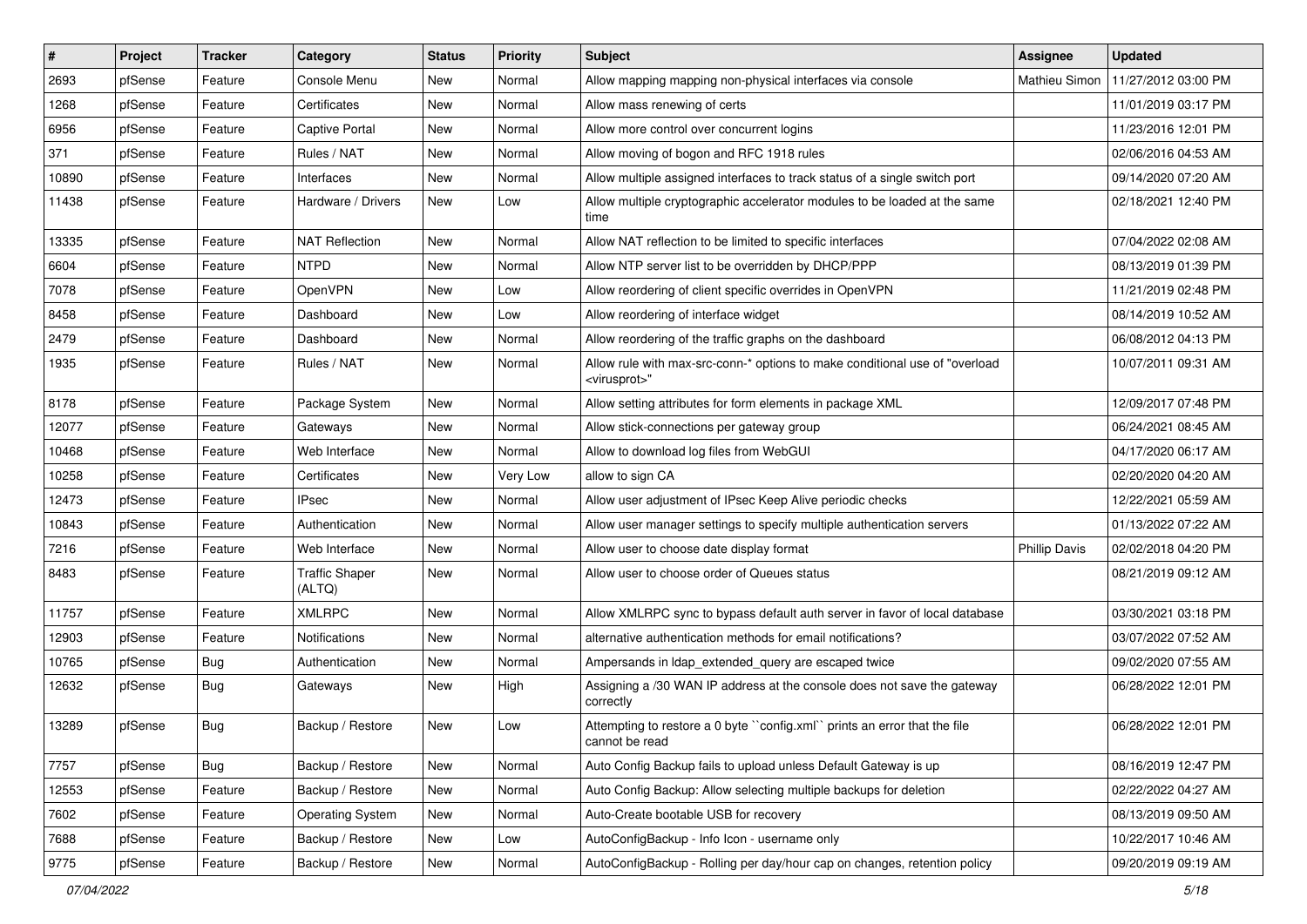| # | Project | Tracker | Category | Status | Priority | Subject | Assignee | Updated |
|---|---|---|---|---|---|---|---|---|
| 2693 | pfSense | Feature | Console Menu | New | Normal | Allow mapping mapping non-physical interfaces via console | Mathieu Simon | 11/27/2012 03:00 PM |
| 1268 | pfSense | Feature | Certificates | New | Normal | Allow mass renewing of certs | | 11/01/2019 03:17 PM |
| 6956 | pfSense | Feature | Captive Portal | New | Normal | Allow more control over concurrent logins | | 11/23/2016 12:01 PM |
| 371 | pfSense | Feature | Rules / NAT | New | Normal | Allow moving of bogon and RFC 1918 rules | | 02/06/2016 04:53 AM |
| 10890 | pfSense | Feature | Interfaces | New | Normal | Allow multiple assigned interfaces to track status of a single switch port | | 09/14/2020 07:20 AM |
| 11438 | pfSense | Feature | Hardware / Drivers | New | Low | Allow multiple cryptographic accelerator modules to be loaded at the same time | | 02/18/2021 12:40 PM |
| 13335 | pfSense | Feature | NAT Reflection | New | Normal | Allow NAT reflection to be limited to specific interfaces | | 07/04/2022 02:08 AM |
| 6604 | pfSense | Feature | NTPD | New | Normal | Allow NTP server list to be overridden by DHCP/PPP | | 08/13/2019 01:39 PM |
| 7078 | pfSense | Feature | OpenVPN | New | Low | Allow reordering of client specific overrides in OpenVPN | | 11/21/2019 02:48 PM |
| 8458 | pfSense | Feature | Dashboard | New | Low | Allow reordering of interface widget | | 08/14/2019 10:52 AM |
| 2479 | pfSense | Feature | Dashboard | New | Normal | Allow reordering of the traffic graphs on the dashboard | | 06/08/2012 04:13 PM |
| 1935 | pfSense | Feature | Rules / NAT | New | Normal | Allow rule with max-src-conn-* options to make conditional use of "overload <virusprot>" | | 10/07/2011 09:31 AM |
| 8178 | pfSense | Feature | Package System | New | Normal | Allow setting attributes for form elements in package XML | | 12/09/2017 07:48 PM |
| 12077 | pfSense | Feature | Gateways | New | Normal | Allow stick-connections per gateway group | | 06/24/2021 08:45 AM |
| 10468 | pfSense | Feature | Web Interface | New | Normal | Allow to download log files from WebGUI | | 04/17/2020 06:17 AM |
| 10258 | pfSense | Feature | Certificates | New | Very Low | allow to sign CA | | 02/20/2020 04:20 AM |
| 12473 | pfSense | Feature | IPsec | New | Normal | Allow user adjustment of IPsec Keep Alive periodic checks | | 12/22/2021 05:59 AM |
| 10843 | pfSense | Feature | Authentication | New | Normal | Allow user manager settings to specify multiple authentication servers | | 01/13/2022 07:22 AM |
| 7216 | pfSense | Feature | Web Interface | New | Normal | Allow user to choose date display format | Phillip Davis | 02/02/2018 04:20 PM |
| 8483 | pfSense | Feature | Traffic Shaper (ALTQ) | New | Normal | Allow user to choose order of Queues status | | 08/21/2019 09:12 AM |
| 11757 | pfSense | Feature | XMLRPC | New | Normal | Allow XMLRPC sync to bypass default auth server in favor of local database | | 03/30/2021 03:18 PM |
| 12903 | pfSense | Feature | Notifications | New | Normal | alternative authentication methods for email notifications? | | 03/07/2022 07:52 AM |
| 10765 | pfSense | Bug | Authentication | New | Normal | Ampersands in ldap_extended_query are escaped twice | | 09/02/2020 07:55 AM |
| 12632 | pfSense | Bug | Gateways | New | High | Assigning a /30 WAN IP address at the console does not save the gateway correctly | | 06/28/2022 12:01 PM |
| 13289 | pfSense | Bug | Backup / Restore | New | Low | Attempting to restore a 0 byte ``config.xml`` prints an error that the file cannot be read | | 06/28/2022 12:01 PM |
| 7757 | pfSense | Bug | Backup / Restore | New | Normal | Auto Config Backup fails to upload unless Default Gateway is up | | 08/16/2019 12:47 PM |
| 12553 | pfSense | Feature | Backup / Restore | New | Normal | Auto Config Backup: Allow selecting multiple backups for deletion | | 02/22/2022 04:27 AM |
| 7602 | pfSense | Feature | Operating System | New | Normal | Auto-Create bootable USB for recovery | | 08/13/2019 09:50 AM |
| 7688 | pfSense | Feature | Backup / Restore | New | Low | AutoConfigBackup - Info Icon - username only | | 10/22/2017 10:46 AM |
| 9775 | pfSense | Feature | Backup / Restore | New | Normal | AutoConfigBackup - Rolling per day/hour cap on changes, retention policy | | 09/20/2019 09:19 AM |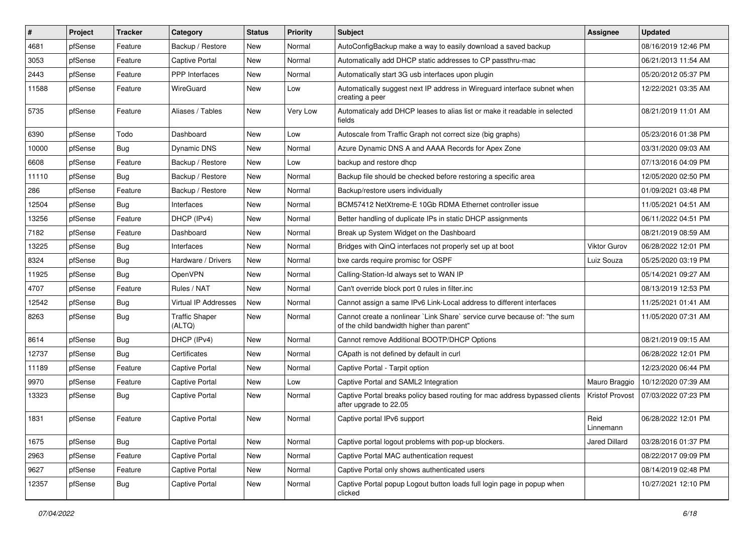| # | Project | Tracker | Category | Status | Priority | Subject | Assignee | Updated |
|---|---|---|---|---|---|---|---|---|
| 4681 | pfSense | Feature | Backup / Restore | New | Normal | AutoConfigBackup make a way to easily download a saved backup | | 08/16/2019 12:46 PM |
| 3053 | pfSense | Feature | Captive Portal | New | Normal | Automatically add DHCP static addresses to CP passthru-mac | | 06/21/2013 11:54 AM |
| 2443 | pfSense | Feature | PPP Interfaces | New | Normal | Automatically start 3G usb interfaces upon plugin | | 05/20/2012 05:37 PM |
| 11588 | pfSense | Feature | WireGuard | New | Low | Automatically suggest next IP address in Wireguard interface subnet when creating a peer | | 12/22/2021 03:35 AM |
| 5735 | pfSense | Feature | Aliases / Tables | New | Very Low | Automaticaly add DHCP leases to alias list or make it readable in selected fields | | 08/21/2019 11:01 AM |
| 6390 | pfSense | Todo | Dashboard | New | Low | Autoscale from Traffic Graph not correct size (big graphs) | | 05/23/2016 01:38 PM |
| 10000 | pfSense | Bug | Dynamic DNS | New | Normal | Azure Dynamic DNS A and AAAA Records for Apex Zone | | 03/31/2020 09:03 AM |
| 6608 | pfSense | Feature | Backup / Restore | New | Low | backup and restore dhcp | | 07/13/2016 04:09 PM |
| 11110 | pfSense | Bug | Backup / Restore | New | Normal | Backup file should be checked before restoring a specific area | | 12/05/2020 02:50 PM |
| 286 | pfSense | Feature | Backup / Restore | New | Normal | Backup/restore users individually | | 01/09/2021 03:48 PM |
| 12504 | pfSense | Bug | Interfaces | New | Normal | BCM57412 NetXtreme-E 10Gb RDMA Ethernet controller issue | | 11/05/2021 04:51 AM |
| 13256 | pfSense | Feature | DHCP (IPv4) | New | Normal | Better handling of duplicate IPs in static DHCP assignments | | 06/11/2022 04:51 PM |
| 7182 | pfSense | Feature | Dashboard | New | Normal | Break up System Widget on the Dashboard | | 08/21/2019 08:59 AM |
| 13225 | pfSense | Bug | Interfaces | New | Normal | Bridges with QinQ interfaces not properly set up at boot | Viktor Gurov | 06/28/2022 12:01 PM |
| 8324 | pfSense | Bug | Hardware / Drivers | New | Normal | bxe cards require promisc for OSPF | Luiz Souza | 05/25/2020 03:19 PM |
| 11925 | pfSense | Bug | OpenVPN | New | Normal | Calling-Station-Id always set to WAN IP | | 05/14/2021 09:27 AM |
| 4707 | pfSense | Feature | Rules / NAT | New | Normal | Can't override block port 0 rules in filter.inc | | 08/13/2019 12:53 PM |
| 12542 | pfSense | Bug | Virtual IP Addresses | New | Normal | Cannot assign a same IPv6 Link-Local address to different interfaces | | 11/25/2021 01:41 AM |
| 8263 | pfSense | Bug | Traffic Shaper (ALTQ) | New | Normal | Cannot create a nonlinear `Link Share` service curve because of: "the sum of the child bandwidth higher than parent" | | 11/05/2020 07:31 AM |
| 8614 | pfSense | Bug | DHCP (IPv4) | New | Normal | Cannot remove Additional BOOTP/DHCP Options | | 08/21/2019 09:15 AM |
| 12737 | pfSense | Bug | Certificates | New | Normal | CApath is not defined by default in curl | | 06/28/2022 12:01 PM |
| 11189 | pfSense | Feature | Captive Portal | New | Normal | Captive Portal - Tarpit option | | 12/23/2020 06:44 PM |
| 9970 | pfSense | Feature | Captive Portal | New | Low | Captive Portal and SAML2 Integration | Mauro Braggio | 10/12/2020 07:39 AM |
| 13323 | pfSense | Bug | Captive Portal | New | Normal | Captive Portal breaks policy based routing for mac address bypassed clients after upgrade to 22.05 | Kristof Provost | 07/03/2022 07:23 PM |
| 1831 | pfSense | Feature | Captive Portal | New | Normal | Captive portal IPv6 support | Reid Linnemann | 06/28/2022 12:01 PM |
| 1675 | pfSense | Bug | Captive Portal | New | Normal | Captive portal logout problems with pop-up blockers. | Jared Dillard | 03/28/2016 01:37 PM |
| 2963 | pfSense | Feature | Captive Portal | New | Normal | Captive Portal MAC authentication request | | 08/22/2017 09:09 PM |
| 9627 | pfSense | Feature | Captive Portal | New | Normal | Captive Portal only shows authenticated users | | 08/14/2019 02:48 PM |
| 12357 | pfSense | Bug | Captive Portal | New | Normal | Captive Portal popup Logout button loads full login page in popup when clicked | | 10/27/2021 12:10 PM |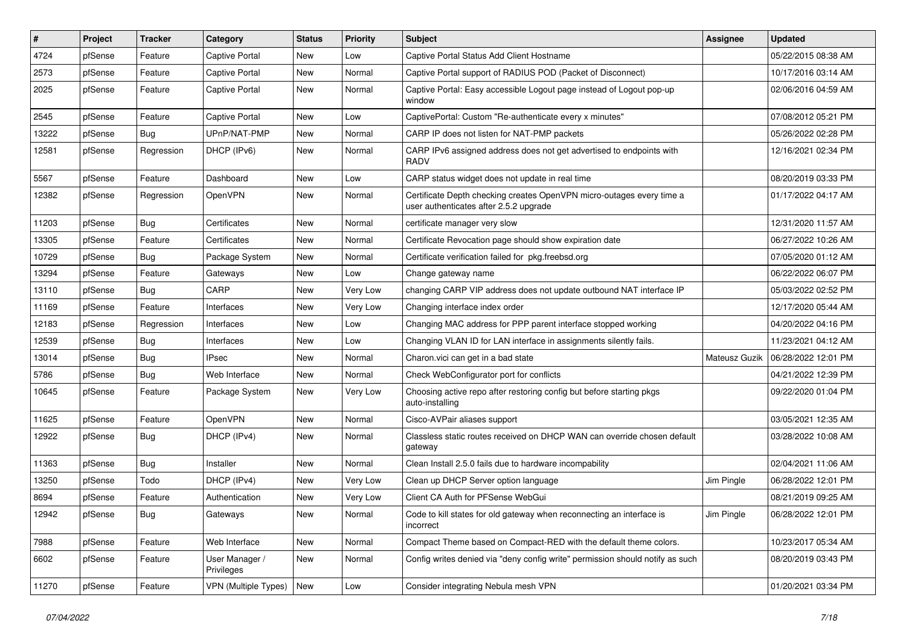| # | Project | Tracker | Category | Status | Priority | Subject | Assignee | Updated |
|---|---|---|---|---|---|---|---|---|
| 4724 | pfSense | Feature | Captive Portal | New | Low | Captive Portal Status Add Client Hostname | | 05/22/2015 08:38 AM |
| 2573 | pfSense | Feature | Captive Portal | New | Normal | Captive Portal support of RADIUS POD (Packet of Disconnect) | | 10/17/2016 03:14 AM |
| 2025 | pfSense | Feature | Captive Portal | New | Normal | Captive Portal: Easy accessible Logout page instead of Logout pop-up window | | 02/06/2016 04:59 AM |
| 2545 | pfSense | Feature | Captive Portal | New | Low | CaptivePortal: Custom "Re-authenticate every x minutes" | | 07/08/2012 05:21 PM |
| 13222 | pfSense | Bug | UPnP/NAT-PMP | New | Normal | CARP IP does not listen for NAT-PMP packets | | 05/26/2022 02:28 PM |
| 12581 | pfSense | Regression | DHCP (IPv6) | New | Normal | CARP IPv6 assigned address does not get advertised to endpoints with RADV | | 12/16/2021 02:34 PM |
| 5567 | pfSense | Feature | Dashboard | New | Low | CARP status widget does not update in real time | | 08/20/2019 03:33 PM |
| 12382 | pfSense | Regression | OpenVPN | New | Normal | Certificate Depth checking creates OpenVPN micro-outages every time a user authenticates after 2.5.2 upgrade | | 01/17/2022 04:17 AM |
| 11203 | pfSense | Bug | Certificates | New | Normal | certificate manager very slow | | 12/31/2020 11:57 AM |
| 13305 | pfSense | Feature | Certificates | New | Normal | Certificate Revocation page should show expiration date | | 06/27/2022 10:26 AM |
| 10729 | pfSense | Bug | Package System | New | Normal | Certificate verification failed for pkg.freebsd.org | | 07/05/2020 01:12 AM |
| 13294 | pfSense | Feature | Gateways | New | Low | Change gateway name | | 06/22/2022 06:07 PM |
| 13110 | pfSense | Bug | CARP | New | Very Low | changing CARP VIP address does not update outbound NAT interface IP | | 05/03/2022 02:52 PM |
| 11169 | pfSense | Feature | Interfaces | New | Very Low | Changing interface index order | | 12/17/2020 05:44 AM |
| 12183 | pfSense | Regression | Interfaces | New | Low | Changing MAC address for PPP parent interface stopped working | | 04/20/2022 04:16 PM |
| 12539 | pfSense | Bug | Interfaces | New | Low | Changing VLAN ID for LAN interface in assignments silently fails. | | 11/23/2021 04:12 AM |
| 13014 | pfSense | Bug | IPsec | New | Normal | Charon.vici can get in a bad state | Mateusz Guzik | 06/28/2022 12:01 PM |
| 5786 | pfSense | Bug | Web Interface | New | Normal | Check WebConfigurator port for conflicts | | 04/21/2022 12:39 PM |
| 10645 | pfSense | Feature | Package System | New | Very Low | Choosing active repo after restoring config but before starting pkgs auto-installing | | 09/22/2020 01:04 PM |
| 11625 | pfSense | Feature | OpenVPN | New | Normal | Cisco-AVPair aliases support | | 03/05/2021 12:35 AM |
| 12922 | pfSense | Bug | DHCP (IPv4) | New | Normal | Classless static routes received on DHCP WAN can override chosen default gateway | | 03/28/2022 10:08 AM |
| 11363 | pfSense | Bug | Installer | New | Normal | Clean Install 2.5.0 fails due to hardware incompability | | 02/04/2021 11:06 AM |
| 13250 | pfSense | Todo | DHCP (IPv4) | New | Very Low | Clean up DHCP Server option language | Jim Pingle | 06/28/2022 12:01 PM |
| 8694 | pfSense | Feature | Authentication | New | Very Low | Client CA Auth for PFSense WebGui | | 08/21/2019 09:25 AM |
| 12942 | pfSense | Bug | Gateways | New | Normal | Code to kill states for old gateway when reconnecting an interface is incorrect | Jim Pingle | 06/28/2022 12:01 PM |
| 7988 | pfSense | Feature | Web Interface | New | Normal | Compact Theme based on Compact-RED with the default theme colors. | | 10/23/2017 05:34 AM |
| 6602 | pfSense | Feature | User Manager / Privileges | New | Normal | Config writes denied via "deny config write" permission should notify as such | | 08/20/2019 03:43 PM |
| 11270 | pfSense | Feature | VPN (Multiple Types) | New | Low | Consider integrating Nebula mesh VPN | | 01/20/2021 03:34 PM |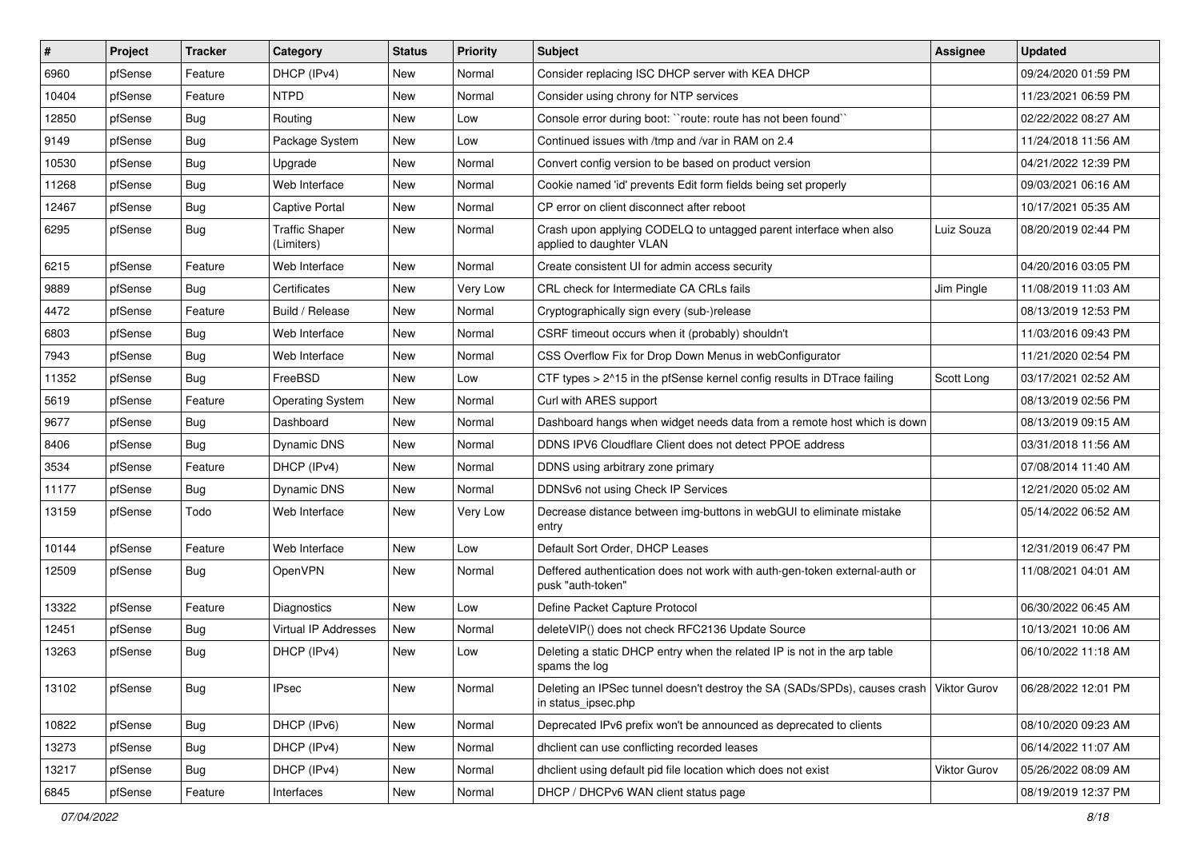| # | Project | Tracker | Category | Status | Priority | Subject | Assignee | Updated |
|---|---|---|---|---|---|---|---|---|
| 6960 | pfSense | Feature | DHCP (IPv4) | New | Normal | Consider replacing ISC DHCP server with KEA DHCP | | 09/24/2020 01:59 PM |
| 10404 | pfSense | Feature | NTPD | New | Normal | Consider using chrony for NTP services | | 11/23/2021 06:59 PM |
| 12850 | pfSense | Bug | Routing | New | Low | Console error during boot: ``route: route has not been found`` | | 02/22/2022 08:27 AM |
| 9149 | pfSense | Bug | Package System | New | Low | Continued issues with /tmp and /var in RAM on 2.4 | | 11/24/2018 11:56 AM |
| 10530 | pfSense | Bug | Upgrade | New | Normal | Convert config version to be based on product version | | 04/21/2022 12:39 PM |
| 11268 | pfSense | Bug | Web Interface | New | Normal | Cookie named 'id' prevents Edit form fields being set properly | | 09/03/2021 06:16 AM |
| 12467 | pfSense | Bug | Captive Portal | New | Normal | CP error on client disconnect after reboot | | 10/17/2021 05:35 AM |
| 6295 | pfSense | Bug | Traffic Shaper (Limiters) | New | Normal | Crash upon applying CODELQ to untagged parent interface when also applied to daughter VLAN | Luiz Souza | 08/20/2019 02:44 PM |
| 6215 | pfSense | Feature | Web Interface | New | Normal | Create consistent UI for admin access security | | 04/20/2016 03:05 PM |
| 9889 | pfSense | Bug | Certificates | New | Very Low | CRL check for Intermediate CA CRLs fails | Jim Pingle | 11/08/2019 11:03 AM |
| 4472 | pfSense | Feature | Build / Release | New | Normal | Cryptographically sign every (sub-)release | | 08/13/2019 12:53 PM |
| 6803 | pfSense | Bug | Web Interface | New | Normal | CSRF timeout occurs when it (probably) shouldn't | | 11/03/2016 09:43 PM |
| 7943 | pfSense | Bug | Web Interface | New | Normal | CSS Overflow Fix for Drop Down Menus in webConfigurator | | 11/21/2020 02:54 PM |
| 11352 | pfSense | Bug | FreeBSD | New | Low | CTF types > 2^15 in the pfSense kernel config results in DTrace failing | Scott Long | 03/17/2021 02:52 AM |
| 5619 | pfSense | Feature | Operating System | New | Normal | Curl with ARES support | | 08/13/2019 02:56 PM |
| 9677 | pfSense | Bug | Dashboard | New | Normal | Dashboard hangs when widget needs data from a remote host which is down | | 08/13/2019 09:15 AM |
| 8406 | pfSense | Bug | Dynamic DNS | New | Normal | DDNS IPV6 Cloudflare Client does not detect PPOE address | | 03/31/2018 11:56 AM |
| 3534 | pfSense | Feature | DHCP (IPv4) | New | Normal | DDNS using arbitrary zone primary | | 07/08/2014 11:40 AM |
| 11177 | pfSense | Bug | Dynamic DNS | New | Normal | DDNSv6 not using Check IP Services | | 12/21/2020 05:02 AM |
| 13159 | pfSense | Todo | Web Interface | New | Very Low | Decrease distance between img-buttons in webGUI to eliminate mistake entry | | 05/14/2022 06:52 AM |
| 10144 | pfSense | Feature | Web Interface | New | Low | Default Sort Order, DHCP Leases | | 12/31/2019 06:47 PM |
| 12509 | pfSense | Bug | OpenVPN | New | Normal | Deffered authentication does not work with auth-gen-token external-auth or pusk "auth-token" | | 11/08/2021 04:01 AM |
| 13322 | pfSense | Feature | Diagnostics | New | Low | Define Packet Capture Protocol | | 06/30/2022 06:45 AM |
| 12451 | pfSense | Bug | Virtual IP Addresses | New | Normal | deleteVIP() does not check RFC2136 Update Source | | 10/13/2021 10:06 AM |
| 13263 | pfSense | Bug | DHCP (IPv4) | New | Low | Deleting a static DHCP entry when the related IP is not in the arp table spams the log | | 06/10/2022 11:18 AM |
| 13102 | pfSense | Bug | IPsec | New | Normal | Deleting an IPSec tunnel doesn't destroy the SA (SADs/SPDs), causes crash in status_ipsec.php | Viktor Gurov | 06/28/2022 12:01 PM |
| 10822 | pfSense | Bug | DHCP (IPv6) | New | Normal | Deprecated IPv6 prefix won't be announced as deprecated to clients | | 08/10/2020 09:23 AM |
| 13273 | pfSense | Bug | DHCP (IPv4) | New | Normal | dhclient can use conflicting recorded leases | | 06/14/2022 11:07 AM |
| 13217 | pfSense | Bug | DHCP (IPv4) | New | Normal | dhclient using default pid file location which does not exist | Viktor Gurov | 05/26/2022 08:09 AM |
| 6845 | pfSense | Feature | Interfaces | New | Normal | DHCP / DHCPv6 WAN client status page | | 08/19/2019 12:37 PM |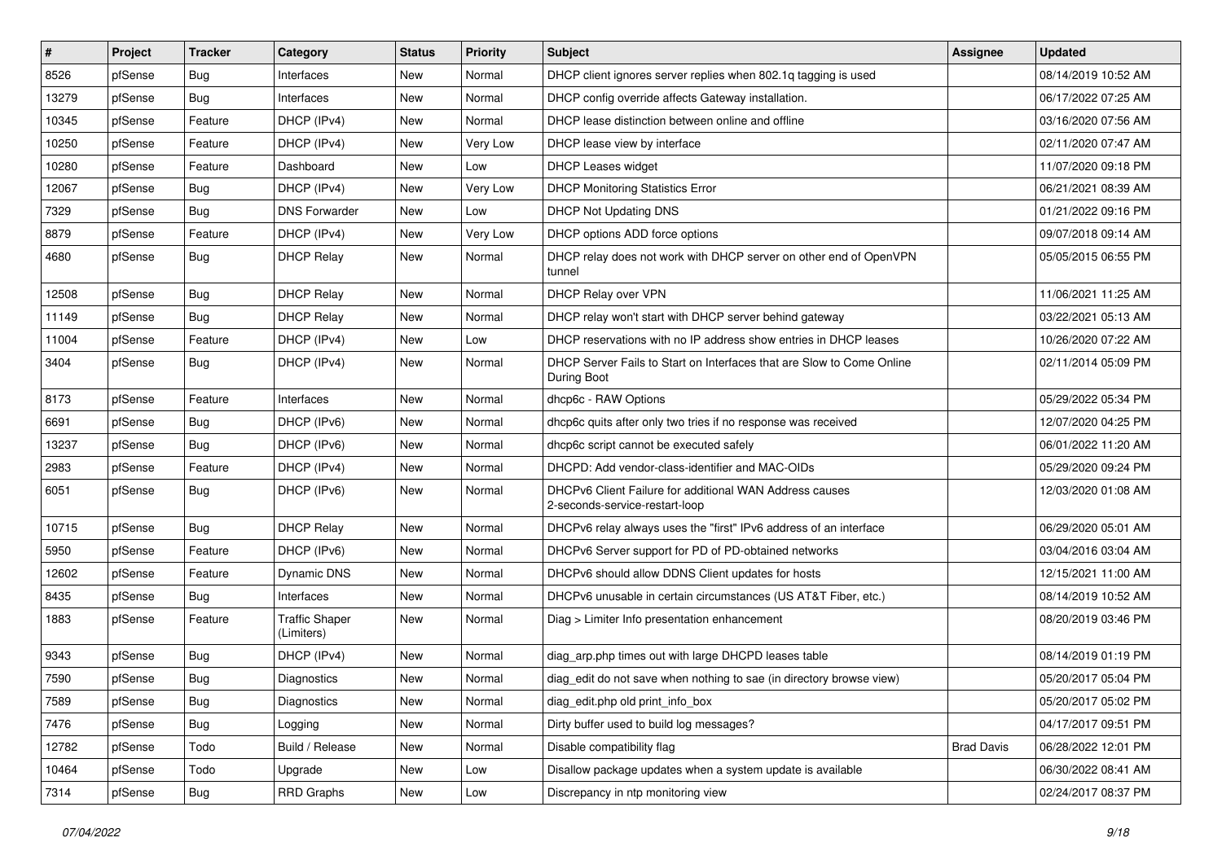| # | Project | Tracker | Category | Status | Priority | Subject | Assignee | Updated |
|---|---|---|---|---|---|---|---|---|
| 8526 | pfSense | Bug | Interfaces | New | Normal | DHCP client ignores server replies when 802.1q tagging is used | | 08/14/2019 10:52 AM |
| 13279 | pfSense | Bug | Interfaces | New | Normal | DHCP config override affects Gateway installation. | | 06/17/2022 07:25 AM |
| 10345 | pfSense | Feature | DHCP (IPv4) | New | Normal | DHCP lease distinction between online and offline | | 03/16/2020 07:56 AM |
| 10250 | pfSense | Feature | DHCP (IPv4) | New | Very Low | DHCP lease view by interface | | 02/11/2020 07:47 AM |
| 10280 | pfSense | Feature | Dashboard | New | Low | DHCP Leases widget | | 11/07/2020 09:18 PM |
| 12067 | pfSense | Bug | DHCP (IPv4) | New | Very Low | DHCP Monitoring Statistics Error | | 06/21/2021 08:39 AM |
| 7329 | pfSense | Bug | DNS Forwarder | New | Low | DHCP Not Updating DNS | | 01/21/2022 09:16 PM |
| 8879 | pfSense | Feature | DHCP (IPv4) | New | Very Low | DHCP options ADD force options | | 09/07/2018 09:14 AM |
| 4680 | pfSense | Bug | DHCP Relay | New | Normal | DHCP relay does not work with DHCP server on other end of OpenVPN tunnel | | 05/05/2015 06:55 PM |
| 12508 | pfSense | Bug | DHCP Relay | New | Normal | DHCP Relay over VPN | | 11/06/2021 11:25 AM |
| 11149 | pfSense | Bug | DHCP Relay | New | Normal | DHCP relay won't start with DHCP server behind gateway | | 03/22/2021 05:13 AM |
| 11004 | pfSense | Feature | DHCP (IPv4) | New | Low | DHCP reservations with no IP address show entries in DHCP leases | | 10/26/2020 07:22 AM |
| 3404 | pfSense | Bug | DHCP (IPv4) | New | Normal | DHCP Server Fails to Start on Interfaces that are Slow to Come Online During Boot | | 02/11/2014 05:09 PM |
| 8173 | pfSense | Feature | Interfaces | New | Normal | dhcp6c - RAW Options | | 05/29/2022 05:34 PM |
| 6691 | pfSense | Bug | DHCP (IPv6) | New | Normal | dhcp6c quits after only two tries if no response was received | | 12/07/2020 04:25 PM |
| 13237 | pfSense | Bug | DHCP (IPv6) | New | Normal | dhcp6c script cannot be executed safely | | 06/01/2022 11:20 AM |
| 2983 | pfSense | Feature | DHCP (IPv4) | New | Normal | DHCPD: Add vendor-class-identifier and MAC-OIDs | | 05/29/2020 09:24 PM |
| 6051 | pfSense | Bug | DHCP (IPv6) | New | Normal | DHCPv6 Client Failure for additional WAN Address causes 2-seconds-service-restart-loop | | 12/03/2020 01:08 AM |
| 10715 | pfSense | Bug | DHCP Relay | New | Normal | DHCPv6 relay always uses the "first" IPv6 address of an interface | | 06/29/2020 05:01 AM |
| 5950 | pfSense | Feature | DHCP (IPv6) | New | Normal | DHCPv6 Server support for PD of PD-obtained networks | | 03/04/2016 03:04 AM |
| 12602 | pfSense | Feature | Dynamic DNS | New | Normal | DHCPv6 should allow DDNS Client updates for hosts | | 12/15/2021 11:00 AM |
| 8435 | pfSense | Bug | Interfaces | New | Normal | DHCPv6 unusable in certain circumstances (US AT&T Fiber, etc.) | | 08/14/2019 10:52 AM |
| 1883 | pfSense | Feature | Traffic Shaper (Limiters) | New | Normal | Diag > Limiter Info presentation enhancement | | 08/20/2019 03:46 PM |
| 9343 | pfSense | Bug | DHCP (IPv4) | New | Normal | diag_arp.php times out with large DHCPD leases table | | 08/14/2019 01:19 PM |
| 7590 | pfSense | Bug | Diagnostics | New | Normal | diag_edit do not save when nothing to sae (in directory browse view) | | 05/20/2017 05:04 PM |
| 7589 | pfSense | Bug | Diagnostics | New | Normal | diag_edit.php old print_info_box | | 05/20/2017 05:02 PM |
| 7476 | pfSense | Bug | Logging | New | Normal | Dirty buffer used to build log messages? | | 04/17/2017 09:51 PM |
| 12782 | pfSense | Todo | Build / Release | New | Normal | Disable compatibility flag | Brad Davis | 06/28/2022 12:01 PM |
| 10464 | pfSense | Todo | Upgrade | New | Low | Disallow package updates when a system update is available | | 06/30/2022 08:41 AM |
| 7314 | pfSense | Bug | RRD Graphs | New | Low | Discrepancy in ntp monitoring view | | 02/24/2017 08:37 PM |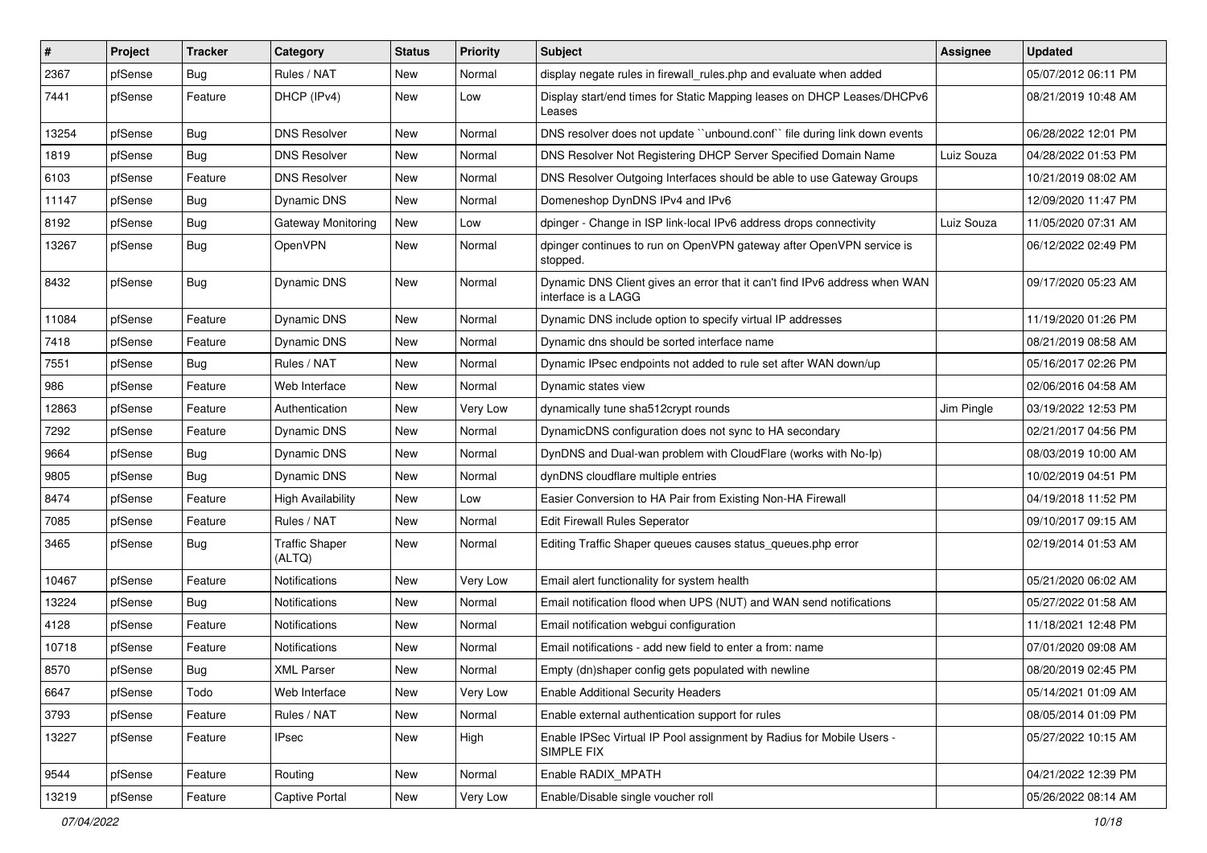| # | Project | Tracker | Category | Status | Priority | Subject | Assignee | Updated |
|---|---|---|---|---|---|---|---|---|
| 2367 | pfSense | Bug | Rules / NAT | New | Normal | display negate rules in firewall_rules.php and evaluate when added | | 05/07/2012 06:11 PM |
| 7441 | pfSense | Feature | DHCP (IPv4) | New | Low | Display start/end times for Static Mapping leases on DHCP Leases/DHCPv6 Leases | | 08/21/2019 10:48 AM |
| 13254 | pfSense | Bug | DNS Resolver | New | Normal | DNS resolver does not update ``unbound.conf`` file during link down events | | 06/28/2022 12:01 PM |
| 1819 | pfSense | Bug | DNS Resolver | New | Normal | DNS Resolver Not Registering DHCP Server Specified Domain Name | Luiz Souza | 04/28/2022 01:53 PM |
| 6103 | pfSense | Feature | DNS Resolver | New | Normal | DNS Resolver Outgoing Interfaces should be able to use Gateway Groups | | 10/21/2019 08:02 AM |
| 11147 | pfSense | Bug | Dynamic DNS | New | Normal | Domeneshop DynDNS IPv4 and IPv6 | | 12/09/2020 11:47 PM |
| 8192 | pfSense | Bug | Gateway Monitoring | New | Low | dpinger - Change in ISP link-local IPv6 address drops connectivity | Luiz Souza | 11/05/2020 07:31 AM |
| 13267 | pfSense | Bug | OpenVPN | New | Normal | dpinger continues to run on OpenVPN gateway after OpenVPN service is stopped. | | 06/12/2022 02:49 PM |
| 8432 | pfSense | Bug | Dynamic DNS | New | Normal | Dynamic DNS Client gives an error that it can't find IPv6 address when WAN interface is a LAGG | | 09/17/2020 05:23 AM |
| 11084 | pfSense | Feature | Dynamic DNS | New | Normal | Dynamic DNS include option to specify virtual IP addresses | | 11/19/2020 01:26 PM |
| 7418 | pfSense | Feature | Dynamic DNS | New | Normal | Dynamic dns should be sorted interface name | | 08/21/2019 08:58 AM |
| 7551 | pfSense | Bug | Rules / NAT | New | Normal | Dynamic IPsec endpoints not added to rule set after WAN down/up | | 05/16/2017 02:26 PM |
| 986 | pfSense | Feature | Web Interface | New | Normal | Dynamic states view | | 02/06/2016 04:58 AM |
| 12863 | pfSense | Feature | Authentication | New | Very Low | dynamically tune sha512crypt rounds | Jim Pingle | 03/19/2022 12:53 PM |
| 7292 | pfSense | Feature | Dynamic DNS | New | Normal | DynamicDNS configuration does not sync to HA secondary | | 02/21/2017 04:56 PM |
| 9664 | pfSense | Bug | Dynamic DNS | New | Normal | DynDNS and Dual-wan problem with CloudFlare (works with No-Ip) | | 08/03/2019 10:00 AM |
| 9805 | pfSense | Bug | Dynamic DNS | New | Normal | dynDNS cloudflare multiple entries | | 10/02/2019 04:51 PM |
| 8474 | pfSense | Feature | High Availability | New | Low | Easier Conversion to HA Pair from Existing Non-HA Firewall | | 04/19/2018 11:52 PM |
| 7085 | pfSense | Feature | Rules / NAT | New | Normal | Edit Firewall Rules Seperator | | 09/10/2017 09:15 AM |
| 3465 | pfSense | Bug | Traffic Shaper (ALTQ) | New | Normal | Editing Traffic Shaper queues causes status_queues.php error | | 02/19/2014 01:53 AM |
| 10467 | pfSense | Feature | Notifications | New | Very Low | Email alert functionality for system health | | 05/21/2020 06:02 AM |
| 13224 | pfSense | Bug | Notifications | New | Normal | Email notification flood when UPS (NUT) and WAN send notifications | | 05/27/2022 01:58 AM |
| 4128 | pfSense | Feature | Notifications | New | Normal | Email notification webgui configuration | | 11/18/2021 12:48 PM |
| 10718 | pfSense | Feature | Notifications | New | Normal | Email notifications - add new field to enter a from: name | | 07/01/2020 09:08 AM |
| 8570 | pfSense | Bug | XML Parser | New | Normal | Empty (dn)shaper config gets populated with newline | | 08/20/2019 02:45 PM |
| 6647 | pfSense | Todo | Web Interface | New | Very Low | Enable Additional Security Headers | | 05/14/2021 01:09 AM |
| 3793 | pfSense | Feature | Rules / NAT | New | Normal | Enable external authentication support for rules | | 08/05/2014 01:09 PM |
| 13227 | pfSense | Feature | IPsec | New | High | Enable IPSec Virtual IP Pool assignment by Radius for Mobile Users - SIMPLE FIX | | 05/27/2022 10:15 AM |
| 9544 | pfSense | Feature | Routing | New | Normal | Enable RADIX_MPATH | | 04/21/2022 12:39 PM |
| 13219 | pfSense | Feature | Captive Portal | New | Very Low | Enable/Disable single voucher roll | | 05/26/2022 08:14 AM |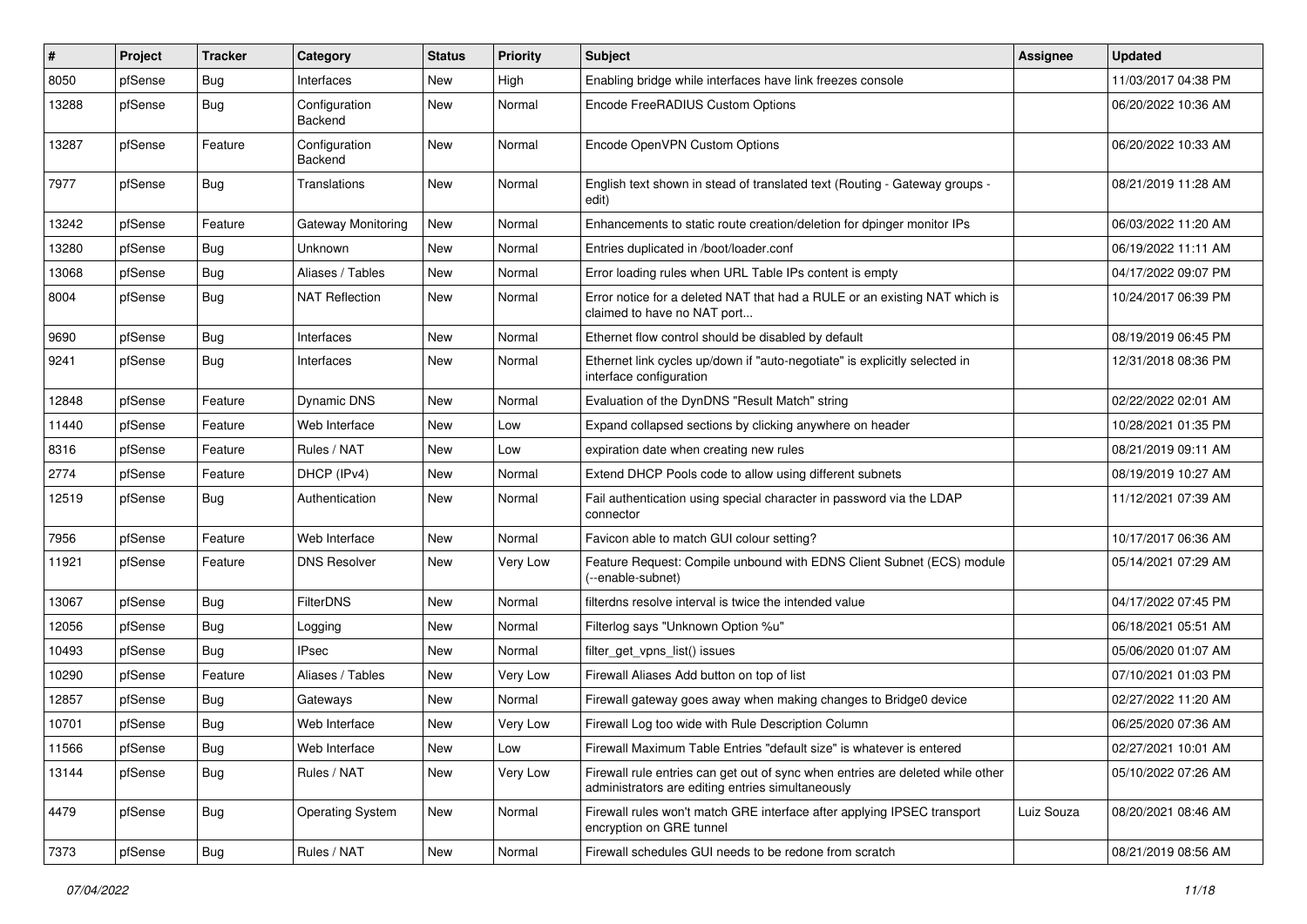| # | Project | Tracker | Category | Status | Priority | Subject | Assignee | Updated |
|---|---|---|---|---|---|---|---|---|
| 8050 | pfSense | Bug | Interfaces | New | High | Enabling bridge while interfaces have link freezes console | | 11/03/2017 04:38 PM |
| 13288 | pfSense | Bug | Configuration Backend | New | Normal | Encode FreeRADIUS Custom Options | | 06/20/2022 10:36 AM |
| 13287 | pfSense | Feature | Configuration Backend | New | Normal | Encode OpenVPN Custom Options | | 06/20/2022 10:33 AM |
| 7977 | pfSense | Bug | Translations | New | Normal | English text shown in stead of translated text (Routing - Gateway groups - edit) | | 08/21/2019 11:28 AM |
| 13242 | pfSense | Feature | Gateway Monitoring | New | Normal | Enhancements to static route creation/deletion for dpinger monitor IPs | | 06/03/2022 11:20 AM |
| 13280 | pfSense | Bug | Unknown | New | Normal | Entries duplicated in /boot/loader.conf | | 06/19/2022 11:11 AM |
| 13068 | pfSense | Bug | Aliases / Tables | New | Normal | Error loading rules when URL Table IPs content is empty | | 04/17/2022 09:07 PM |
| 8004 | pfSense | Bug | NAT Reflection | New | Normal | Error notice for a deleted NAT that had a RULE or an existing NAT which is claimed to have no NAT port... | | 10/24/2017 06:39 PM |
| 9690 | pfSense | Bug | Interfaces | New | Normal | Ethernet flow control should be disabled by default | | 08/19/2019 06:45 PM |
| 9241 | pfSense | Bug | Interfaces | New | Normal | Ethernet link cycles up/down if "auto-negotiate" is explicitly selected in interface configuration | | 12/31/2018 08:36 PM |
| 12848 | pfSense | Feature | Dynamic DNS | New | Normal | Evaluation of the DynDNS "Result Match" string | | 02/22/2022 02:01 AM |
| 11440 | pfSense | Feature | Web Interface | New | Low | Expand collapsed sections by clicking anywhere on header | | 10/28/2021 01:35 PM |
| 8316 | pfSense | Feature | Rules / NAT | New | Low | expiration date when creating new rules | | 08/21/2019 09:11 AM |
| 2774 | pfSense | Feature | DHCP (IPv4) | New | Normal | Extend DHCP Pools code to allow using different subnets | | 08/19/2019 10:27 AM |
| 12519 | pfSense | Bug | Authentication | New | Normal | Fail authentication using special character in password via the LDAP connector | | 11/12/2021 07:39 AM |
| 7956 | pfSense | Feature | Web Interface | New | Normal | Favicon able to match GUI colour setting? | | 10/17/2017 06:36 AM |
| 11921 | pfSense | Feature | DNS Resolver | New | Very Low | Feature Request: Compile unbound with EDNS Client Subnet (ECS) module (--enable-subnet) | | 05/14/2021 07:29 AM |
| 13067 | pfSense | Bug | FilterDNS | New | Normal | filterdns resolve interval is twice the intended value | | 04/17/2022 07:45 PM |
| 12056 | pfSense | Bug | Logging | New | Normal | Filterlog says "Unknown Option %u" | | 06/18/2021 05:51 AM |
| 10493 | pfSense | Bug | IPsec | New | Normal | filter_get_vpns_list() issues | | 05/06/2020 01:07 AM |
| 10290 | pfSense | Feature | Aliases / Tables | New | Very Low | Firewall Aliases Add button on top of list | | 07/10/2021 01:03 PM |
| 12857 | pfSense | Bug | Gateways | New | Normal | Firewall gateway goes away when making changes to Bridge0 device | | 02/27/2022 11:20 AM |
| 10701 | pfSense | Bug | Web Interface | New | Very Low | Firewall Log too wide with Rule Description Column | | 06/25/2020 07:36 AM |
| 11566 | pfSense | Bug | Web Interface | New | Low | Firewall Maximum Table Entries "default size" is whatever is entered | | 02/27/2021 10:01 AM |
| 13144 | pfSense | Bug | Rules / NAT | New | Very Low | Firewall rule entries can get out of sync when entries are deleted while other administrators are editing entries simultaneously | | 05/10/2022 07:26 AM |
| 4479 | pfSense | Bug | Operating System | New | Normal | Firewall rules won't match GRE interface after applying IPSEC transport encryption on GRE tunnel | Luiz Souza | 08/20/2021 08:46 AM |
| 7373 | pfSense | Bug | Rules / NAT | New | Normal | Firewall schedules GUI needs to be redone from scratch | | 08/21/2019 08:56 AM |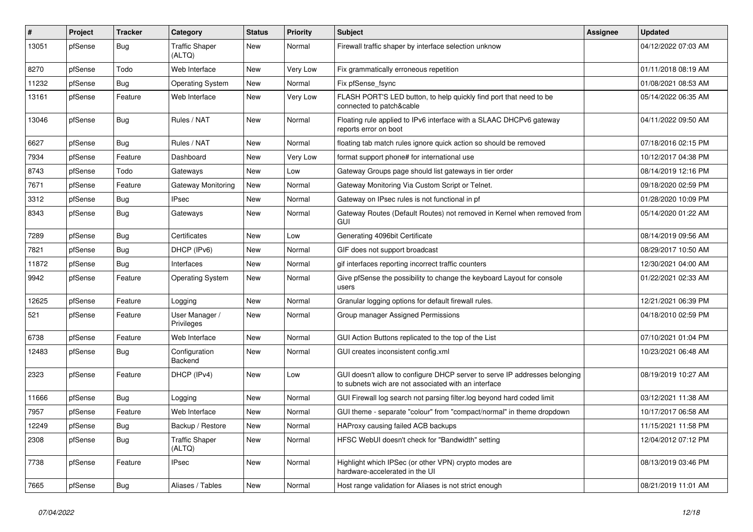| # | Project | Tracker | Category | Status | Priority | Subject | Assignee | Updated |
|---|---|---|---|---|---|---|---|---|
| 13051 | pfSense | Bug | Traffic Shaper (ALTQ) | New | Normal | Firewall traffic shaper by interface selection unknow | | 04/12/2022 07:03 AM |
| 8270 | pfSense | Todo | Web Interface | New | Very Low | Fix grammatically erroneous repetition | | 01/11/2018 08:19 AM |
| 11232 | pfSense | Bug | Operating System | New | Normal | Fix pfSense_fsync | | 01/08/2021 08:53 AM |
| 13161 | pfSense | Feature | Web Interface | New | Very Low | FLASH PORT'S LED button, to help quickly find port that need to be connected to patch&cable | | 05/14/2022 06:35 AM |
| 13046 | pfSense | Bug | Rules / NAT | New | Normal | Floating rule applied to IPv6 interface with a SLAAC DHCPv6 gateway reports error on boot | | 04/11/2022 09:50 AM |
| 6627 | pfSense | Bug | Rules / NAT | New | Normal | floating tab match rules ignore quick action so should be removed | | 07/18/2016 02:15 PM |
| 7934 | pfSense | Feature | Dashboard | New | Very Low | format support phone# for international use | | 10/12/2017 04:38 PM |
| 8743 | pfSense | Todo | Gateways | New | Low | Gateway Groups page should list gateways in tier order | | 08/14/2019 12:16 PM |
| 7671 | pfSense | Feature | Gateway Monitoring | New | Normal | Gateway Monitoring Via Custom Script or Telnet. | | 09/18/2020 02:59 PM |
| 3312 | pfSense | Bug | IPsec | New | Normal | Gateway on IPsec rules is not functional in pf | | 01/28/2020 10:09 PM |
| 8343 | pfSense | Bug | Gateways | New | Normal | Gateway Routes (Default Routes) not removed in Kernel when removed from GUI | | 05/14/2020 01:22 AM |
| 7289 | pfSense | Bug | Certificates | New | Low | Generating 4096bit Certificate | | 08/14/2019 09:56 AM |
| 7821 | pfSense | Bug | DHCP (IPv6) | New | Normal | GIF does not support broadcast | | 08/29/2017 10:50 AM |
| 11872 | pfSense | Bug | Interfaces | New | Normal | gif interfaces reporting incorrect traffic counters | | 12/30/2021 04:00 AM |
| 9942 | pfSense | Feature | Operating System | New | Normal | Give pfSense the possibility to change the keyboard Layout for console users | | 01/22/2021 02:33 AM |
| 12625 | pfSense | Feature | Logging | New | Normal | Granular logging options for default firewall rules. | | 12/21/2021 06:39 PM |
| 521 | pfSense | Feature | User Manager / Privileges | New | Normal | Group manager Assigned Permissions | | 04/18/2010 02:59 PM |
| 6738 | pfSense | Feature | Web Interface | New | Normal | GUI Action Buttons replicated to the top of the List | | 07/10/2021 01:04 PM |
| 12483 | pfSense | Bug | Configuration Backend | New | Normal | GUI creates inconsistent config.xml | | 10/23/2021 06:48 AM |
| 2323 | pfSense | Feature | DHCP (IPv4) | New | Low | GUI doesn't allow to configure DHCP server to serve IP addresses belonging to subnets wich are not associated with an interface | | 08/19/2019 10:27 AM |
| 11666 | pfSense | Bug | Logging | New | Normal | GUI Firewall log search not parsing filter.log beyond hard coded limit | | 03/12/2021 11:38 AM |
| 7957 | pfSense | Feature | Web Interface | New | Normal | GUI theme - separate "colour" from "compact/normal" in theme dropdown | | 10/17/2017 06:58 AM |
| 12249 | pfSense | Bug | Backup / Restore | New | Normal | HAProxy causing failed ACB backups | | 11/15/2021 11:58 PM |
| 2308 | pfSense | Bug | Traffic Shaper (ALTQ) | New | Normal | HFSC WebUI doesn't check for "Bandwidth" setting | | 12/04/2012 07:12 PM |
| 7738 | pfSense | Feature | IPsec | New | Normal | Highlight which IPSec (or other VPN) crypto modes are hardware-accelerated in the UI | | 08/13/2019 03:46 PM |
| 7665 | pfSense | Bug | Aliases / Tables | New | Normal | Host range validation for Aliases is not strict enough | | 08/21/2019 11:01 AM |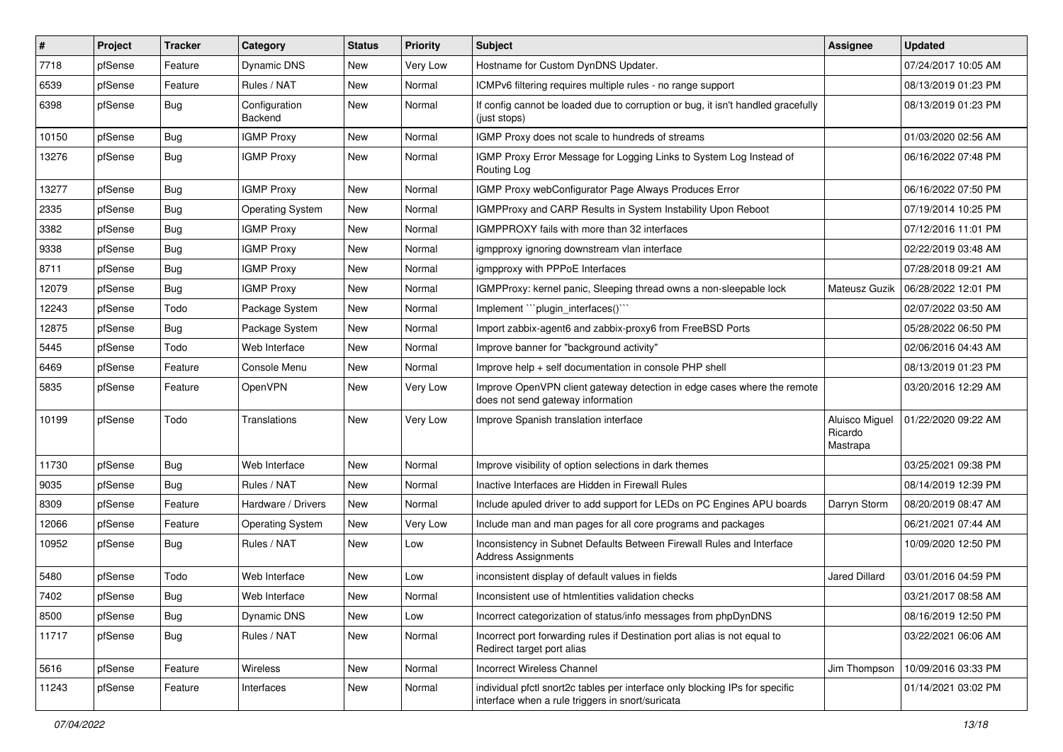| # | Project | Tracker | Category | Status | Priority | Subject | Assignee | Updated |
|---|---|---|---|---|---|---|---|---|
| 7718 | pfSense | Feature | Dynamic DNS | New | Very Low | Hostname for Custom DynDNS Updater. | | 07/24/2017 10:05 AM |
| 6539 | pfSense | Feature | Rules / NAT | New | Normal | ICMPv6 filtering requires multiple rules - no range support | | 08/13/2019 01:23 PM |
| 6398 | pfSense | Bug | Configuration Backend | New | Normal | If config cannot be loaded due to corruption or bug, it isn't handled gracefully (just stops) | | 08/13/2019 01:23 PM |
| 10150 | pfSense | Bug | IGMP Proxy | New | Normal | IGMP Proxy does not scale to hundreds of streams | | 01/03/2020 02:56 AM |
| 13276 | pfSense | Bug | IGMP Proxy | New | Normal | IGMP Proxy Error Message for Logging Links to System Log Instead of Routing Log | | 06/16/2022 07:48 PM |
| 13277 | pfSense | Bug | IGMP Proxy | New | Normal | IGMP Proxy webConfigurator Page Always Produces Error | | 06/16/2022 07:50 PM |
| 2335 | pfSense | Bug | Operating System | New | Normal | IGMPProxy and CARP Results in System Instability Upon Reboot | | 07/19/2014 10:25 PM |
| 3382 | pfSense | Bug | IGMP Proxy | New | Normal | IGMPPROXY fails with more than 32 interfaces | | 07/12/2016 11:01 PM |
| 9338 | pfSense | Bug | IGMP Proxy | New | Normal | igmpproxy ignoring downstream vlan interface | | 02/22/2019 03:48 AM |
| 8711 | pfSense | Bug | IGMP Proxy | New | Normal | igmpproxy with PPPoE Interfaces | | 07/28/2018 09:21 AM |
| 12079 | pfSense | Bug | IGMP Proxy | New | Normal | IGMPProxy: kernel panic, Sleeping thread owns a non-sleepable lock | Mateusz Guzik | 06/28/2022 12:01 PM |
| 12243 | pfSense | Todo | Package System | New | Normal | Implement ```plugin_interfaces()``` | | 02/07/2022 03:50 AM |
| 12875 | pfSense | Bug | Package System | New | Normal | Import zabbix-agent6 and zabbix-proxy6 from FreeBSD Ports | | 05/28/2022 06:50 PM |
| 5445 | pfSense | Todo | Web Interface | New | Normal | Improve banner for "background activity" | | 02/06/2016 04:43 AM |
| 6469 | pfSense | Feature | Console Menu | New | Normal | Improve help + self documentation in console PHP shell | | 08/13/2019 01:23 PM |
| 5835 | pfSense | Feature | OpenVPN | New | Very Low | Improve OpenVPN client gateway detection in edge cases where the remote does not send gateway information | | 03/20/2016 12:29 AM |
| 10199 | pfSense | Todo | Translations | New | Very Low | Improve Spanish translation interface | Aluisco Miguel Ricardo Mastrapa | 01/22/2020 09:22 AM |
| 11730 | pfSense | Bug | Web Interface | New | Normal | Improve visibility of option selections in dark themes | | 03/25/2021 09:38 PM |
| 9035 | pfSense | Bug | Rules / NAT | New | Normal | Inactive Interfaces are Hidden in Firewall Rules | | 08/14/2019 12:39 PM |
| 8309 | pfSense | Feature | Hardware / Drivers | New | Normal | Include apuled driver to add support for LEDs on PC Engines APU boards | Darryn Storm | 08/20/2019 08:47 AM |
| 12066 | pfSense | Feature | Operating System | New | Very Low | Include man and man pages for all core programs and packages | | 06/21/2021 07:44 AM |
| 10952 | pfSense | Bug | Rules / NAT | New | Low | Inconsistency in Subnet Defaults Between Firewall Rules and Interface Address Assignments | | 10/09/2020 12:50 PM |
| 5480 | pfSense | Todo | Web Interface | New | Low | inconsistent display of default values in fields | Jared Dillard | 03/01/2016 04:59 PM |
| 7402 | pfSense | Bug | Web Interface | New | Normal | Inconsistent use of htmlentities validation checks | | 03/21/2017 08:58 AM |
| 8500 | pfSense | Bug | Dynamic DNS | New | Low | Incorrect categorization of status/info messages from phpDynDNS | | 08/16/2019 12:50 PM |
| 11717 | pfSense | Bug | Rules / NAT | New | Normal | Incorrect port forwarding rules if Destination port alias is not equal to Redirect target port alias | | 03/22/2021 06:06 AM |
| 5616 | pfSense | Feature | Wireless | New | Normal | Incorrect Wireless Channel | Jim Thompson | 10/09/2016 03:33 PM |
| 11243 | pfSense | Feature | Interfaces | New | Normal | individual pfctl snort2c tables per interface only blocking IPs for specific interface when a rule triggers in snort/suricata | | 01/14/2021 03:02 PM |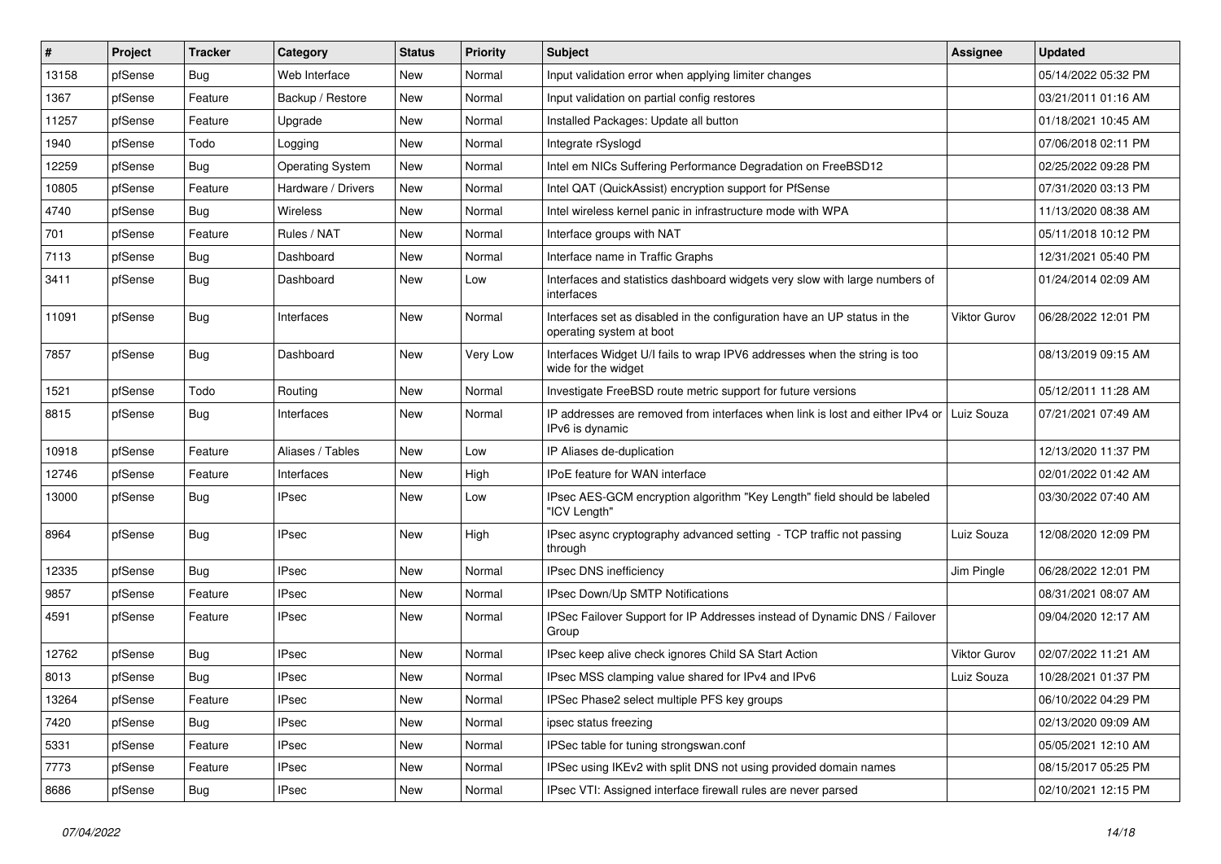| # | Project | Tracker | Category | Status | Priority | Subject | Assignee | Updated |
|---|---|---|---|---|---|---|---|---|
| 13158 | pfSense | Bug | Web Interface | New | Normal | Input validation error when applying limiter changes | | 05/14/2022 05:32 PM |
| 1367 | pfSense | Feature | Backup / Restore | New | Normal | Input validation on partial config restores | | 03/21/2011 01:16 AM |
| 11257 | pfSense | Feature | Upgrade | New | Normal | Installed Packages: Update all button | | 01/18/2021 10:45 AM |
| 1940 | pfSense | Todo | Logging | New | Normal | Integrate rSyslogd | | 07/06/2018 02:11 PM |
| 12259 | pfSense | Bug | Operating System | New | Normal | Intel em NICs Suffering Performance Degradation on FreeBSD12 | | 02/25/2022 09:28 PM |
| 10805 | pfSense | Feature | Hardware / Drivers | New | Normal | Intel QAT (QuickAssist) encryption support for PfSense | | 07/31/2020 03:13 PM |
| 4740 | pfSense | Bug | Wireless | New | Normal | Intel wireless kernel panic in infrastructure mode with WPA | | 11/13/2020 08:38 AM |
| 701 | pfSense | Feature | Rules / NAT | New | Normal | Interface groups with NAT | | 05/11/2018 10:12 PM |
| 7113 | pfSense | Bug | Dashboard | New | Normal | Interface name in Traffic Graphs | | 12/31/2021 05:40 PM |
| 3411 | pfSense | Bug | Dashboard | New | Low | Interfaces and statistics dashboard widgets very slow with large numbers of interfaces | | 01/24/2014 02:09 AM |
| 11091 | pfSense | Bug | Interfaces | New | Normal | Interfaces set as disabled in the configuration have an UP status in the operating system at boot | Viktor Gurov | 06/28/2022 12:01 PM |
| 7857 | pfSense | Bug | Dashboard | New | Very Low | Interfaces Widget U/I fails to wrap IPV6 addresses when the string is too wide for the widget | | 08/13/2019 09:15 AM |
| 1521 | pfSense | Todo | Routing | New | Normal | Investigate FreeBSD route metric support for future versions | | 05/12/2011 11:28 AM |
| 8815 | pfSense | Bug | Interfaces | New | Normal | IP addresses are removed from interfaces when link is lost and either IPv4 or IPv6 is dynamic | Luiz Souza | 07/21/2021 07:49 AM |
| 10918 | pfSense | Feature | Aliases / Tables | New | Low | IP Aliases de-duplication | | 12/13/2020 11:37 PM |
| 12746 | pfSense | Feature | Interfaces | New | High | IPoE feature for WAN interface | | 02/01/2022 01:42 AM |
| 13000 | pfSense | Bug | IPsec | New | Low | IPsec AES-GCM encryption algorithm "Key Length" field should be labeled "ICV Length" | | 03/30/2022 07:40 AM |
| 8964 | pfSense | Bug | IPsec | New | High | IPsec async cryptography advanced setting - TCP traffic not passing through | Luiz Souza | 12/08/2020 12:09 PM |
| 12335 | pfSense | Bug | IPsec | New | Normal | IPsec DNS inefficiency | Jim Pingle | 06/28/2022 12:01 PM |
| 9857 | pfSense | Feature | IPsec | New | Normal | IPsec Down/Up SMTP Notifications | | 08/31/2021 08:07 AM |
| 4591 | pfSense | Feature | IPsec | New | Normal | IPSec Failover Support for IP Addresses instead of Dynamic DNS / Failover Group | | 09/04/2020 12:17 AM |
| 12762 | pfSense | Bug | IPsec | New | Normal | IPsec keep alive check ignores Child SA Start Action | Viktor Gurov | 02/07/2022 11:21 AM |
| 8013 | pfSense | Bug | IPsec | New | Normal | IPsec MSS clamping value shared for IPv4 and IPv6 | Luiz Souza | 10/28/2021 01:37 PM |
| 13264 | pfSense | Feature | IPsec | New | Normal | IPSec Phase2 select multiple PFS key groups | | 06/10/2022 04:29 PM |
| 7420 | pfSense | Bug | IPsec | New | Normal | ipsec status freezing | | 02/13/2020 09:09 AM |
| 5331 | pfSense | Feature | IPsec | New | Normal | IPSec table for tuning strongswan.conf | | 05/05/2021 12:10 AM |
| 7773 | pfSense | Feature | IPsec | New | Normal | IPSec using IKEv2 with split DNS not using provided domain names | | 08/15/2017 05:25 PM |
| 8686 | pfSense | Bug | IPsec | New | Normal | IPsec VTI: Assigned interface firewall rules are never parsed | | 02/10/2021 12:15 PM |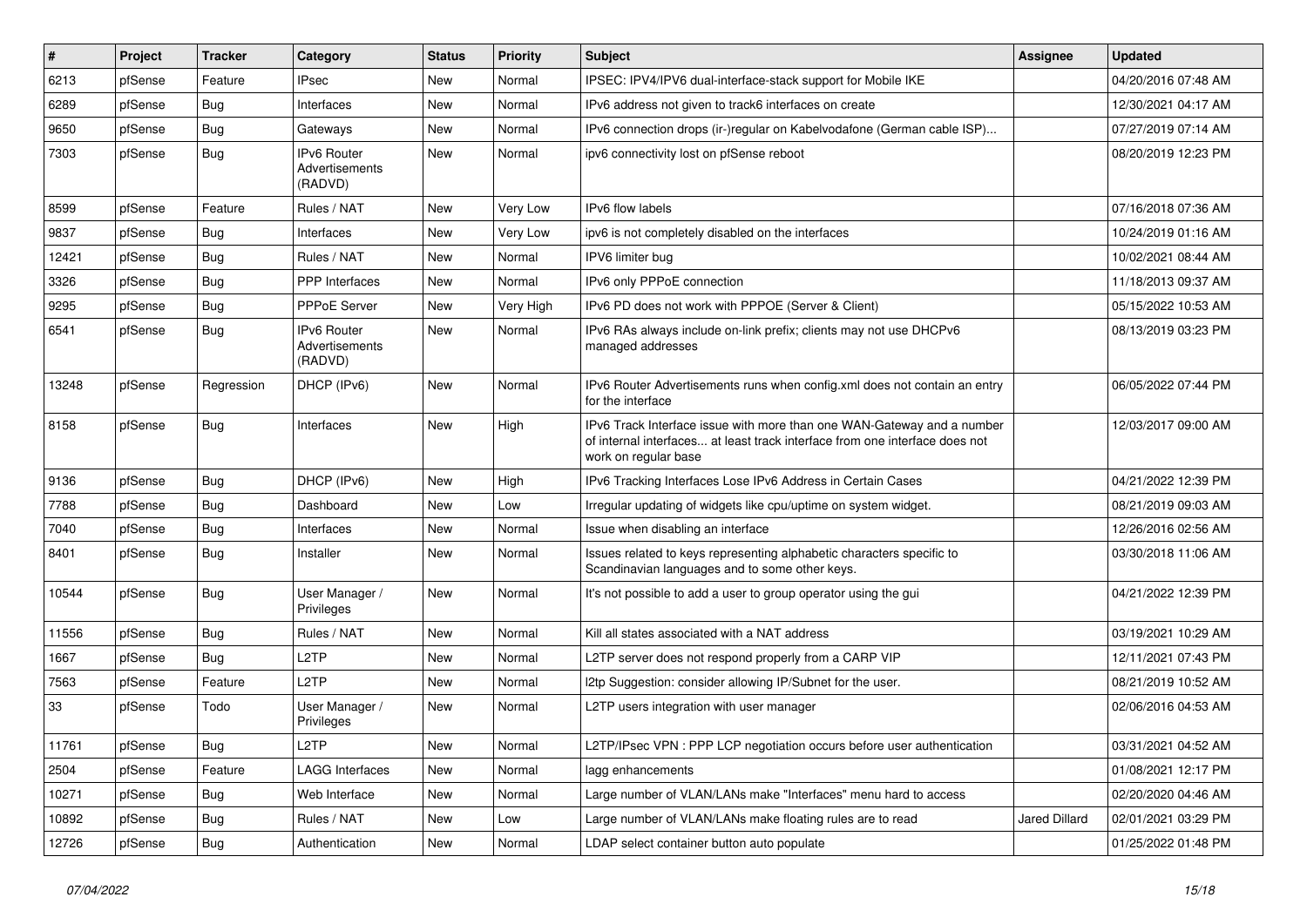| # | Project | Tracker | Category | Status | Priority | Subject | Assignee | Updated |
|---|---|---|---|---|---|---|---|---|
| 6213 | pfSense | Feature | IPsec | New | Normal | IPSEC: IPV4/IPV6 dual-interface-stack support for Mobile IKE | | 04/20/2016 07:48 AM |
| 6289 | pfSense | Bug | Interfaces | New | Normal | IPv6 address not given to track6 interfaces on create | | 12/30/2021 04:17 AM |
| 9650 | pfSense | Bug | Gateways | New | Normal | IPv6 connection drops (ir-)regular on Kabelvodafone (German cable ISP)... | | 07/27/2019 07:14 AM |
| 7303 | pfSense | Bug | IPv6 Router Advertisements (RADVD) | New | Normal | ipv6 connectivity lost on pfSense reboot | | 08/20/2019 12:23 PM |
| 8599 | pfSense | Feature | Rules / NAT | New | Very Low | IPv6 flow labels | | 07/16/2018 07:36 AM |
| 9837 | pfSense | Bug | Interfaces | New | Very Low | ipv6 is not completely disabled on the interfaces | | 10/24/2019 01:16 AM |
| 12421 | pfSense | Bug | Rules / NAT | New | Normal | IPV6 limiter bug | | 10/02/2021 08:44 AM |
| 3326 | pfSense | Bug | PPP Interfaces | New | Normal | IPv6 only PPPoE connection | | 11/18/2013 09:37 AM |
| 9295 | pfSense | Bug | PPPoE Server | New | Very High | IPv6 PD does not work with PPPOE (Server & Client) | | 05/15/2022 10:53 AM |
| 6541 | pfSense | Bug | IPv6 Router Advertisements (RADVD) | New | Normal | IPv6 RAs always include on-link prefix; clients may not use DHCPv6 managed addresses | | 08/13/2019 03:23 PM |
| 13248 | pfSense | Regression | DHCP (IPv6) | New | Normal | IPv6 Router Advertisements runs when config.xml does not contain an entry for the interface | | 06/05/2022 07:44 PM |
| 8158 | pfSense | Bug | Interfaces | New | High | IPv6 Track Interface issue with more than one WAN-Gateway and a number of internal interfaces... at least track interface from one interface does not work on regular base | | 12/03/2017 09:00 AM |
| 9136 | pfSense | Bug | DHCP (IPv6) | New | High | IPv6 Tracking Interfaces Lose IPv6 Address in Certain Cases | | 04/21/2022 12:39 PM |
| 7788 | pfSense | Bug | Dashboard | New | Low | Irregular updating of widgets like cpu/uptime on system widget. | | 08/21/2019 09:03 AM |
| 7040 | pfSense | Bug | Interfaces | New | Normal | Issue when disabling an interface | | 12/26/2016 02:56 AM |
| 8401 | pfSense | Bug | Installer | New | Normal | Issues related to keys representing alphabetic characters specific to Scandinavian languages and to some other keys. | | 03/30/2018 11:06 AM |
| 10544 | pfSense | Bug | User Manager / Privileges | New | Normal | It's not possible to add a user to group operator using the gui | | 04/21/2022 12:39 PM |
| 11556 | pfSense | Bug | Rules / NAT | New | Normal | Kill all states associated with a NAT address | | 03/19/2021 10:29 AM |
| 1667 | pfSense | Bug | L2TP | New | Normal | L2TP server does not respond properly from a CARP VIP | | 12/11/2021 07:43 PM |
| 7563 | pfSense | Feature | L2TP | New | Normal | l2tp Suggestion: consider allowing IP/Subnet for the user. | | 08/21/2019 10:52 AM |
| 33 | pfSense | Todo | User Manager / Privileges | New | Normal | L2TP users integration with user manager | | 02/06/2016 04:53 AM |
| 11761 | pfSense | Bug | L2TP | New | Normal | L2TP/IPsec VPN : PPP LCP negotiation occurs before user authentication | | 03/31/2021 04:52 AM |
| 2504 | pfSense | Feature | LAGG Interfaces | New | Normal | lagg enhancements | | 01/08/2021 12:17 PM |
| 10271 | pfSense | Bug | Web Interface | New | Normal | Large number of VLAN/LANs make "Interfaces" menu hard to access | | 02/20/2020 04:46 AM |
| 10892 | pfSense | Bug | Rules / NAT | New | Low | Large number of VLAN/LANs make floating rules are to read | Jared Dillard | 02/01/2021 03:29 PM |
| 12726 | pfSense | Bug | Authentication | New | Normal | LDAP select container button auto populate | | 01/25/2022 01:48 PM |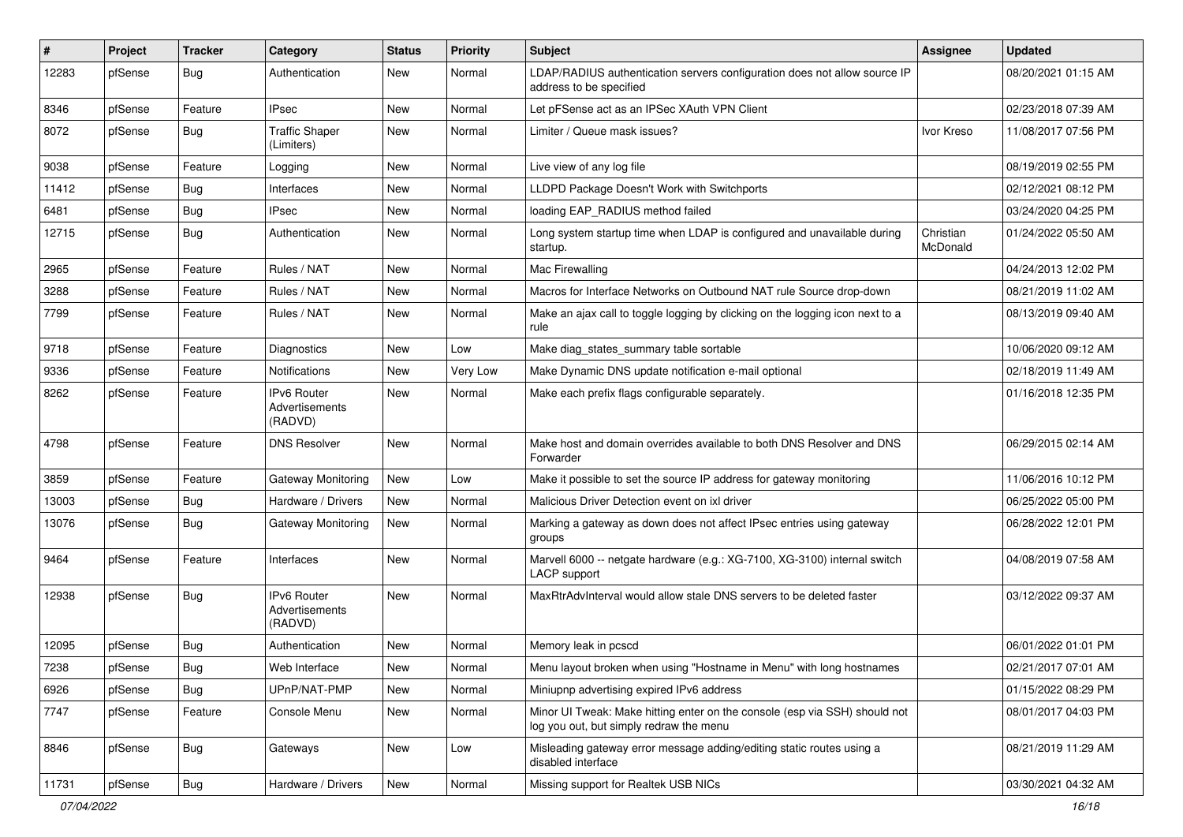| # | Project | Tracker | Category | Status | Priority | Subject | Assignee | Updated |
|---|---|---|---|---|---|---|---|---|
| 12283 | pfSense | Bug | Authentication | New | Normal | LDAP/RADIUS authentication servers configuration does not allow source IP address to be specified | | 08/20/2021 01:15 AM |
| 8346 | pfSense | Feature | IPsec | New | Normal | Let pFSense act as an IPSec XAuth VPN Client | | 02/23/2018 07:39 AM |
| 8072 | pfSense | Bug | Traffic Shaper (Limiters) | New | Normal | Limiter / Queue mask issues? | Ivor Kreso | 11/08/2017 07:56 PM |
| 9038 | pfSense | Feature | Logging | New | Normal | Live view of any log file | | 08/19/2019 02:55 PM |
| 11412 | pfSense | Bug | Interfaces | New | Normal | LLDPD Package Doesn't Work with Switchports | | 02/12/2021 08:12 PM |
| 6481 | pfSense | Bug | IPsec | New | Normal | loading EAP_RADIUS method failed | | 03/24/2020 04:25 PM |
| 12715 | pfSense | Bug | Authentication | New | Normal | Long system startup time when LDAP is configured and unavailable during startup. | Christian McDonald | 01/24/2022 05:50 AM |
| 2965 | pfSense | Feature | Rules / NAT | New | Normal | Mac Firewalling | | 04/24/2013 12:02 PM |
| 3288 | pfSense | Feature | Rules / NAT | New | Normal | Macros for Interface Networks on Outbound NAT rule Source drop-down | | 08/21/2019 11:02 AM |
| 7799 | pfSense | Feature | Rules / NAT | New | Normal | Make an ajax call to toggle logging by clicking on the logging icon next to a rule | | 08/13/2019 09:40 AM |
| 9718 | pfSense | Feature | Diagnostics | New | Low | Make diag_states_summary table sortable | | 10/06/2020 09:12 AM |
| 9336 | pfSense | Feature | Notifications | New | Very Low | Make Dynamic DNS update notification e-mail optional | | 02/18/2019 11:49 AM |
| 8262 | pfSense | Feature | IPv6 Router Advertisements (RADVD) | New | Normal | Make each prefix flags configurable separately. | | 01/16/2018 12:35 PM |
| 4798 | pfSense | Feature | DNS Resolver | New | Normal | Make host and domain overrides available to both DNS Resolver and DNS Forwarder | | 06/29/2015 02:14 AM |
| 3859 | pfSense | Feature | Gateway Monitoring | New | Low | Make it possible to set the source IP address for gateway monitoring | | 11/06/2016 10:12 PM |
| 13003 | pfSense | Bug | Hardware / Drivers | New | Normal | Malicious Driver Detection event on ixl driver | | 06/25/2022 05:00 PM |
| 13076 | pfSense | Bug | Gateway Monitoring | New | Normal | Marking a gateway as down does not affect IPsec entries using gateway groups | | 06/28/2022 12:01 PM |
| 9464 | pfSense | Feature | Interfaces | New | Normal | Marvell 6000 -- netgate hardware (e.g.: XG-7100, XG-3100) internal switch LACP support | | 04/08/2019 07:58 AM |
| 12938 | pfSense | Bug | IPv6 Router Advertisements (RADVD) | New | Normal | MaxRtrAdvInterval would allow stale DNS servers to be deleted faster | | 03/12/2022 09:37 AM |
| 12095 | pfSense | Bug | Authentication | New | Normal | Memory leak in pcscd | | 06/01/2022 01:01 PM |
| 7238 | pfSense | Bug | Web Interface | New | Normal | Menu layout broken when using "Hostname in Menu" with long hostnames | | 02/21/2017 07:01 AM |
| 6926 | pfSense | Bug | UPnP/NAT-PMP | New | Normal | Miniupnp advertising expired IPv6 address | | 01/15/2022 08:29 PM |
| 7747 | pfSense | Feature | Console Menu | New | Normal | Minor UI Tweak: Make hitting enter on the console (esp via SSH) should not log you out, but simply redraw the menu | | 08/01/2017 04:03 PM |
| 8846 | pfSense | Bug | Gateways | New | Low | Misleading gateway error message adding/editing static routes using a disabled interface | | 08/21/2019 11:29 AM |
| 11731 | pfSense | Bug | Hardware / Drivers | New | Normal | Missing support for Realtek USB NICs | | 03/30/2021 04:32 AM |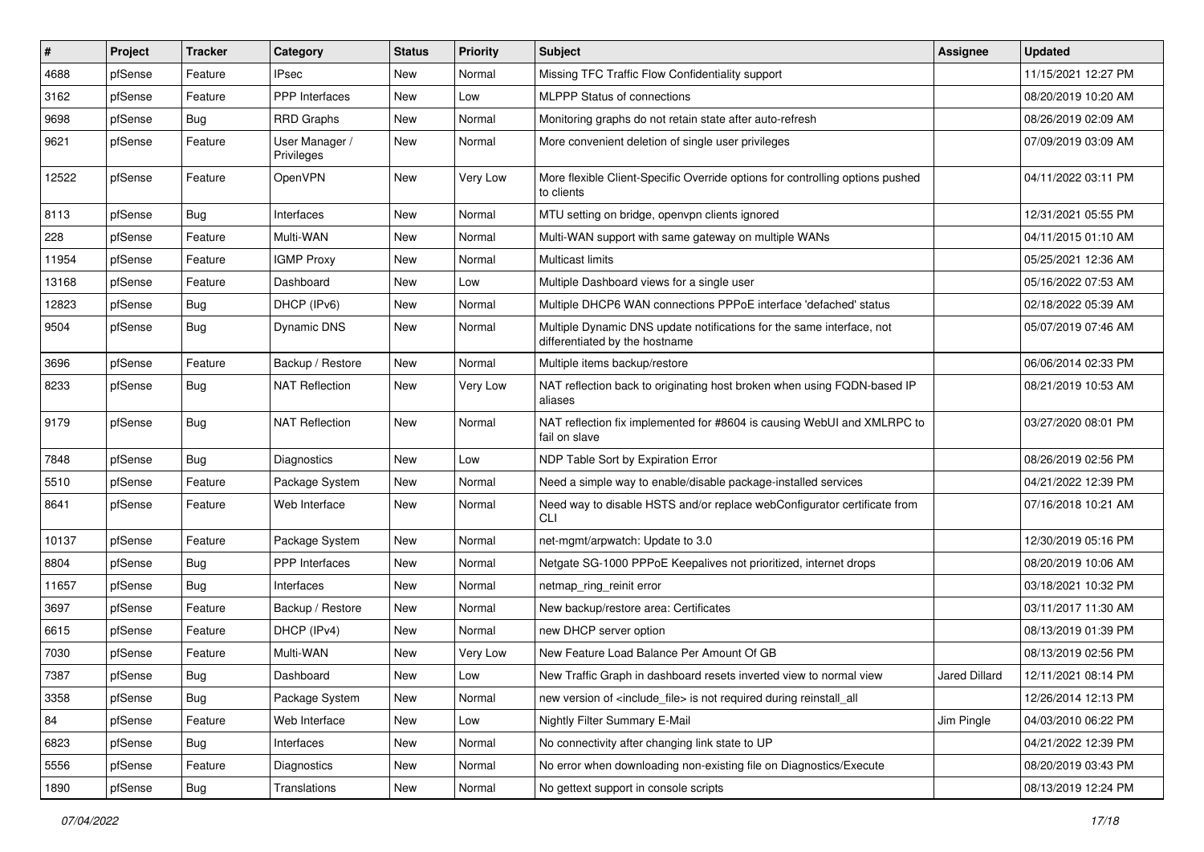| # | Project | Tracker | Category | Status | Priority | Subject | Assignee | Updated |
| --- | --- | --- | --- | --- | --- | --- | --- | --- |
| 4688 | pfSense | Feature | IPsec | New | Normal | Missing TFC Traffic Flow Confidentiality support | | 11/15/2021 12:27 PM |
| 3162 | pfSense | Feature | PPP Interfaces | New | Low | MLPPP Status of connections | | 08/20/2019 10:20 AM |
| 9698 | pfSense | Bug | RRD Graphs | New | Normal | Monitoring graphs do not retain state after auto-refresh | | 08/26/2019 02:09 AM |
| 9621 | pfSense | Feature | User Manager / Privileges | New | Normal | More convenient deletion of single user privileges | | 07/09/2019 03:09 AM |
| 12522 | pfSense | Feature | OpenVPN | New | Very Low | More flexible Client-Specific Override options for controlling options pushed to clients | | 04/11/2022 03:11 PM |
| 8113 | pfSense | Bug | Interfaces | New | Normal | MTU setting on bridge, openvpn clients ignored | | 12/31/2021 05:55 PM |
| 228 | pfSense | Feature | Multi-WAN | New | Normal | Multi-WAN support with same gateway on multiple WANs | | 04/11/2015 01:10 AM |
| 11954 | pfSense | Feature | IGMP Proxy | New | Normal | Multicast limits | | 05/25/2021 12:36 AM |
| 13168 | pfSense | Feature | Dashboard | New | Low | Multiple Dashboard views for a single user | | 05/16/2022 07:53 AM |
| 12823 | pfSense | Bug | DHCP (IPv6) | New | Normal | Multiple DHCP6 WAN connections PPPoE interface 'defached' status | | 02/18/2022 05:39 AM |
| 9504 | pfSense | Bug | Dynamic DNS | New | Normal | Multiple Dynamic DNS update notifications for the same interface, not differentiated by the hostname | | 05/07/2019 07:46 AM |
| 3696 | pfSense | Feature | Backup / Restore | New | Normal | Multiple items backup/restore | | 06/06/2014 02:33 PM |
| 8233 | pfSense | Bug | NAT Reflection | New | Very Low | NAT reflection back to originating host broken when using FQDN-based IP aliases | | 08/21/2019 10:53 AM |
| 9179 | pfSense | Bug | NAT Reflection | New | Normal | NAT reflection fix implemented for #8604 is causing WebUI and XMLRPC to fail on slave | | 03/27/2020 08:01 PM |
| 7848 | pfSense | Bug | Diagnostics | New | Low | NDP Table Sort by Expiration Error | | 08/26/2019 02:56 PM |
| 5510 | pfSense | Feature | Package System | New | Normal | Need a simple way to enable/disable package-installed services | | 04/21/2022 12:39 PM |
| 8641 | pfSense | Feature | Web Interface | New | Normal | Need way to disable HSTS and/or replace webConfigurator certificate from CLI | | 07/16/2018 10:21 AM |
| 10137 | pfSense | Feature | Package System | New | Normal | net-mgmt/arpwatch: Update to 3.0 | | 12/30/2019 05:16 PM |
| 8804 | pfSense | Bug | PPP Interfaces | New | Normal | Netgate SG-1000 PPPoE Keepalives not prioritized, internet drops | | 08/20/2019 10:06 AM |
| 11657 | pfSense | Bug | Interfaces | New | Normal | netmap_ring_reinit error | | 03/18/2021 10:32 PM |
| 3697 | pfSense | Feature | Backup / Restore | New | Normal | New backup/restore area: Certificates | | 03/11/2017 11:30 AM |
| 6615 | pfSense | Feature | DHCP (IPv4) | New | Normal | new DHCP server option | | 08/13/2019 01:39 PM |
| 7030 | pfSense | Feature | Multi-WAN | New | Very Low | New Feature Load Balance Per Amount Of GB | | 08/13/2019 02:56 PM |
| 7387 | pfSense | Bug | Dashboard | New | Low | New Traffic Graph in dashboard resets inverted view to normal view | Jared Dillard | 12/11/2021 08:14 PM |
| 3358 | pfSense | Bug | Package System | New | Normal | new version of <include_file> is not required during reinstall_all | | 12/26/2014 12:13 PM |
| 84 | pfSense | Feature | Web Interface | New | Low | Nightly Filter Summary E-Mail | Jim Pingle | 04/03/2010 06:22 PM |
| 6823 | pfSense | Bug | Interfaces | New | Normal | No connectivity after changing link state to UP | | 04/21/2022 12:39 PM |
| 5556 | pfSense | Feature | Diagnostics | New | Normal | No error when downloading non-existing file on Diagnostics/Execute | | 08/20/2019 03:43 PM |
| 1890 | pfSense | Bug | Translations | New | Normal | No gettext support in console scripts | | 08/13/2019 12:24 PM |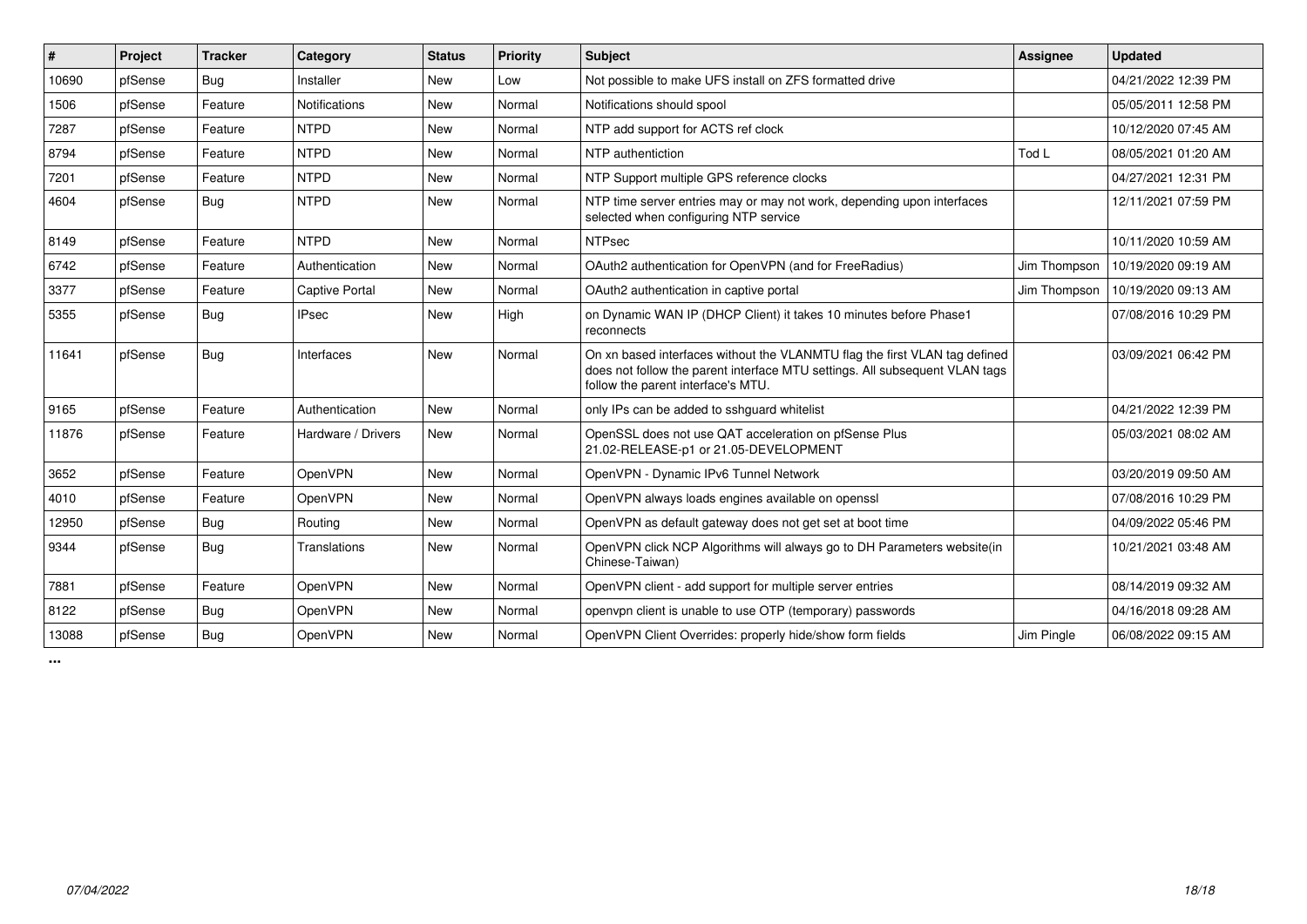| # | Project | Tracker | Category | Status | Priority | Subject | Assignee | Updated |
| --- | --- | --- | --- | --- | --- | --- | --- | --- |
| 10690 | pfSense | Bug | Installer | New | Low | Not possible to make UFS install on ZFS formatted drive | | 04/21/2022 12:39 PM |
| 1506 | pfSense | Feature | Notifications | New | Normal | Notifications should spool | | 05/05/2011 12:58 PM |
| 7287 | pfSense | Feature | NTPD | New | Normal | NTP add support for ACTS ref clock | | 10/12/2020 07:45 AM |
| 8794 | pfSense | Feature | NTPD | New | Normal | NTP authentiction | Tod L | 08/05/2021 01:20 AM |
| 7201 | pfSense | Feature | NTPD | New | Normal | NTP Support multiple GPS reference clocks | | 04/27/2021 12:31 PM |
| 4604 | pfSense | Bug | NTPD | New | Normal | NTP time server entries may or may not work, depending upon interfaces selected when configuring NTP service | | 12/11/2021 07:59 PM |
| 8149 | pfSense | Feature | NTPD | New | Normal | NTPsec | | 10/11/2020 10:59 AM |
| 6742 | pfSense | Feature | Authentication | New | Normal | OAuth2 authentication for OpenVPN (and for FreeRadius) | Jim Thompson | 10/19/2020 09:19 AM |
| 3377 | pfSense | Feature | Captive Portal | New | Normal | OAuth2 authentication in captive portal | Jim Thompson | 10/19/2020 09:13 AM |
| 5355 | pfSense | Bug | IPsec | New | High | on Dynamic WAN IP (DHCP Client) it takes 10 minutes before Phase1 reconnects | | 07/08/2016 10:29 PM |
| 11641 | pfSense | Bug | Interfaces | New | Normal | On xn based interfaces without the VLANMTU flag the first VLAN tag defined does not follow the parent interface MTU settings. All subsequent VLAN tags follow the parent interface's MTU. | | 03/09/2021 06:42 PM |
| 9165 | pfSense | Feature | Authentication | New | Normal | only IPs can be added to sshguard whitelist | | 04/21/2022 12:39 PM |
| 11876 | pfSense | Feature | Hardware / Drivers | New | Normal | OpenSSL does not use QAT acceleration on pfSense Plus 21.02-RELEASE-p1 or 21.05-DEVELOPMENT | | 05/03/2021 08:02 AM |
| 3652 | pfSense | Feature | OpenVPN | New | Normal | OpenVPN - Dynamic IPv6 Tunnel Network | | 03/20/2019 09:50 AM |
| 4010 | pfSense | Feature | OpenVPN | New | Normal | OpenVPN always loads engines available on openssl | | 07/08/2016 10:29 PM |
| 12950 | pfSense | Bug | Routing | New | Normal | OpenVPN as default gateway does not get set at boot time | | 04/09/2022 05:46 PM |
| 9344 | pfSense | Bug | Translations | New | Normal | OpenVPN click NCP Algorithms will always go to DH Parameters website(in Chinese-Taiwan) | | 10/21/2021 03:48 AM |
| 7881 | pfSense | Feature | OpenVPN | New | Normal | OpenVPN client - add support for multiple server entries | | 08/14/2019 09:32 AM |
| 8122 | pfSense | Bug | OpenVPN | New | Normal | openvpn client is unable to use OTP (temporary) passwords | | 04/16/2018 09:28 AM |
| 13088 | pfSense | Bug | OpenVPN | New | Normal | OpenVPN Client Overrides: properly hide/show form fields | Jim Pingle | 06/08/2022 09:15 AM |

...